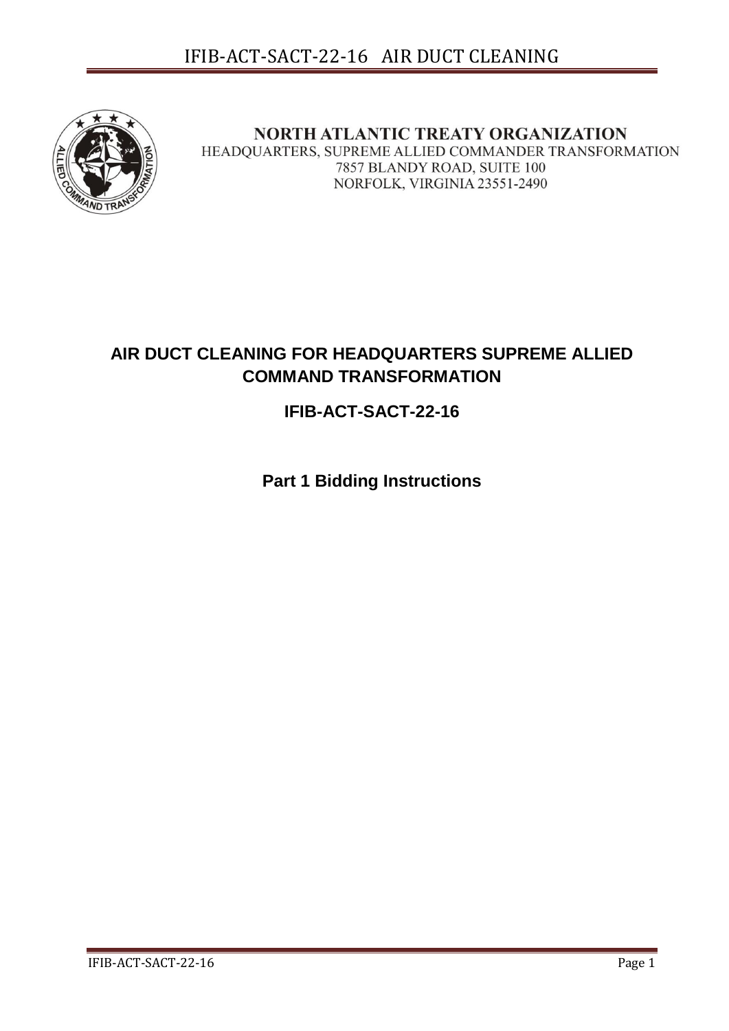**NORTH ATLANTIC TREATY ORGANIZATION**
HEADQUARTERS, SUPREME ALLIED COMMANDER TRANSFORMATION
7857 BLANDY ROAD, SUITE 100
NORFOLK, VIRGINIA 23551-2490

# AIR DUCT CLEANING FOR HEADQUARTERS SUPREME ALLIED COMMAND TRANSFORMATION

## IFIB-ACT-SACT-22-16

## Part 1 Bidding Instructions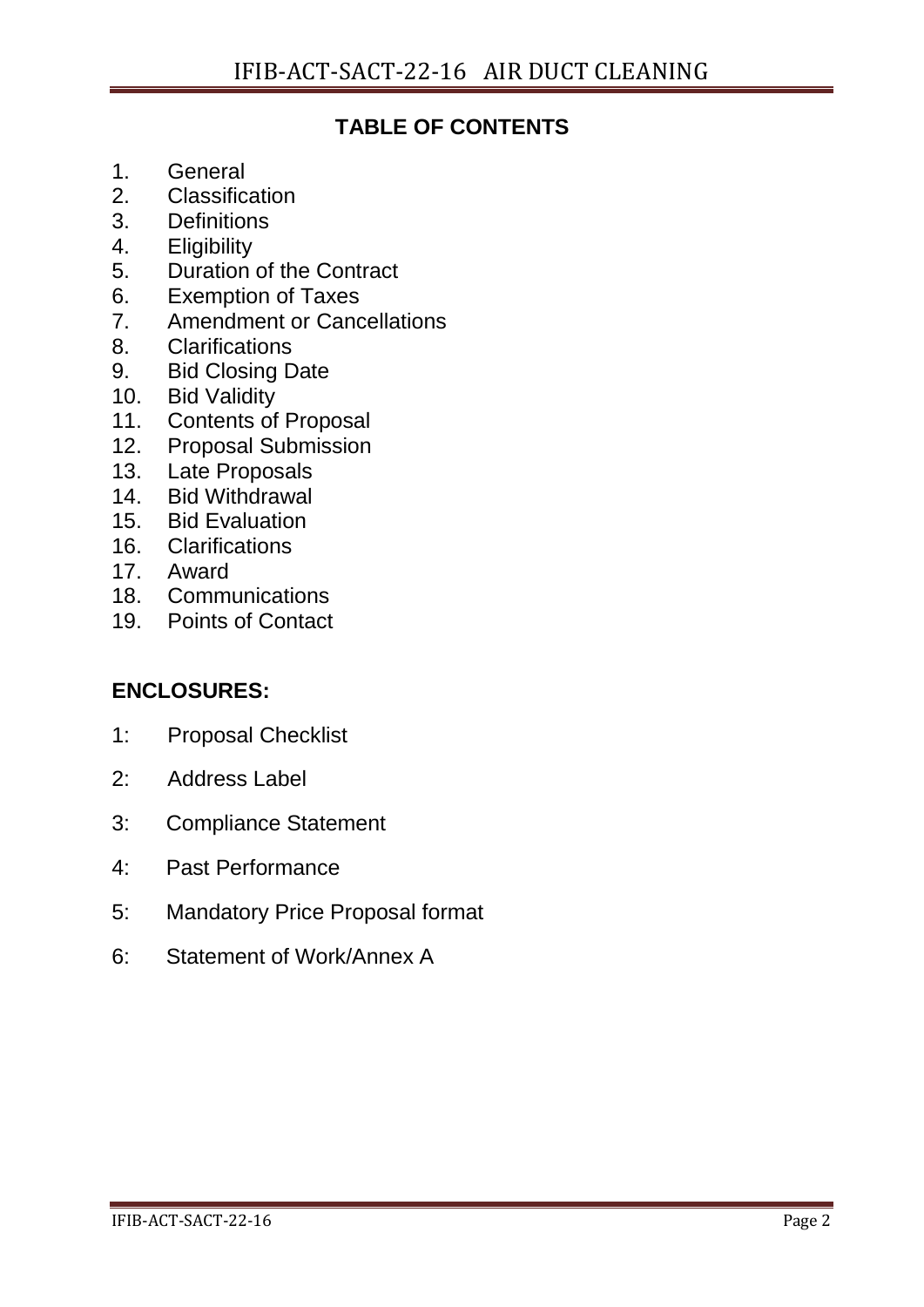## TABLE OF CONTENTS

1. General
2. Classification
3. Definitions
4. Eligibility
5. Duration of the Contract
6. Exemption of Taxes
7. Amendment or Cancellations
8. Clarifications
9. Bid Closing Date
10. Bid Validity
11. Contents of Proposal
12. Proposal Submission
13. Late Proposals
14. Bid Withdrawal
15. Bid Evaluation
16. Clarifications
17. Award
18. Communications
19. Points of Contact

### ENCLOSURES:

1: Proposal Checklist

2: Address Label

3: Compliance Statement

4: Past Performance

5: Mandatory Price Proposal format

6: Statement of Work/Annex A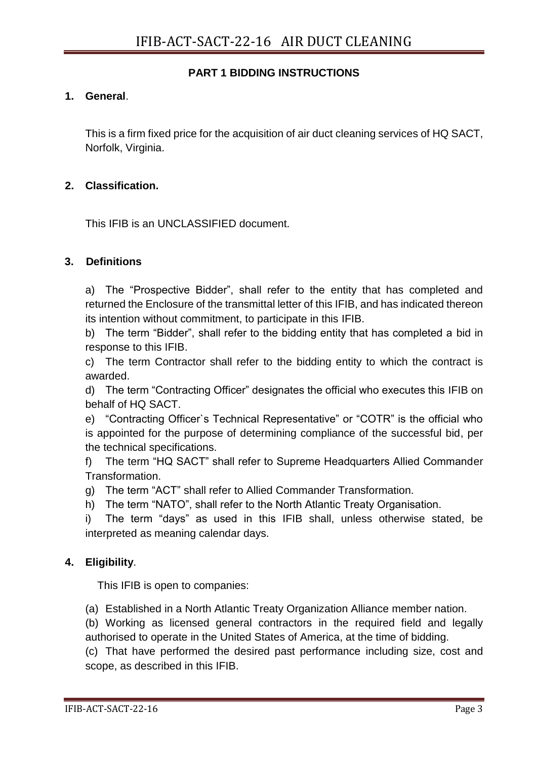## PART 1 BIDDING INSTRUCTIONS

**1. General**.

This is a firm fixed price for the acquisition of air duct cleaning services of HQ SACT, Norfolk, Virginia.

**2. Classification.**

This IFIB is an UNCLASSIFIED document.

**3. Definitions**

a) The "Prospective Bidder", shall refer to the entity that has completed and returned the Enclosure of the transmittal letter of this IFIB, and has indicated thereon its intention without commitment, to participate in this IFIB.

b) The term "Bidder", shall refer to the bidding entity that has completed a bid in response to this IFIB.

c) The term Contractor shall refer to the bidding entity to which the contract is awarded.

d) The term "Contracting Officer" designates the official who executes this IFIB on behalf of HQ SACT.

e) "Contracting Officer`s Technical Representative" or "COTR" is the official who is appointed for the purpose of determining compliance of the successful bid, per the technical specifications.

f) The term "HQ SACT" shall refer to Supreme Headquarters Allied Commander Transformation.

g) The term "ACT" shall refer to Allied Commander Transformation.

h) The term "NATO", shall refer to the North Atlantic Treaty Organisation.

i) The term "days" as used in this IFIB shall, unless otherwise stated, be interpreted as meaning calendar days.

**4. Eligibility**.

This IFIB is open to companies:

(a) Established in a North Atlantic Treaty Organization Alliance member nation.

(b) Working as licensed general contractors in the required field and legally authorised to operate in the United States of America, at the time of bidding.

(c) That have performed the desired past performance including size, cost and scope, as described in this IFIB.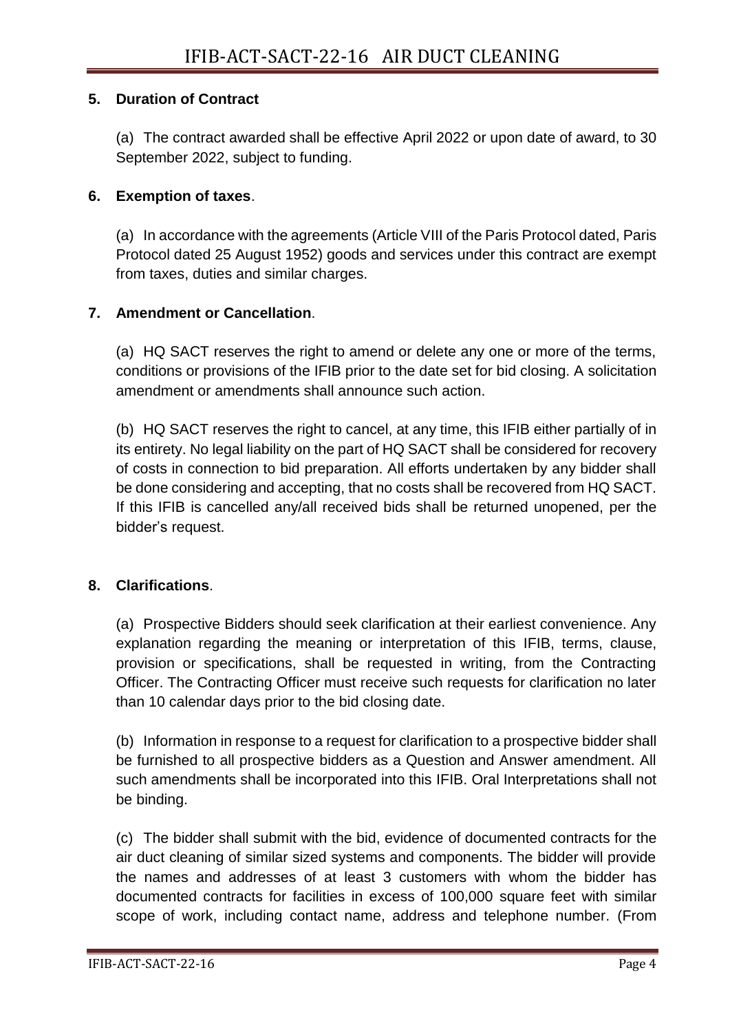## 5. Duration of Contract

(a) The contract awarded shall be effective April 2022 or upon date of award, to 30 September 2022, subject to funding.

## 6. Exemption of taxes.

(a) In accordance with the agreements (Article VIII of the Paris Protocol dated, Paris Protocol dated 25 August 1952) goods and services under this contract are exempt from taxes, duties and similar charges.

## 7. Amendment or Cancellation.

(a) HQ SACT reserves the right to amend or delete any one or more of the terms, conditions or provisions of the IFIB prior to the date set for bid closing. A solicitation amendment or amendments shall announce such action.

(b) HQ SACT reserves the right to cancel, at any time, this IFIB either partially of in its entirety. No legal liability on the part of HQ SACT shall be considered for recovery of costs in connection to bid preparation. All efforts undertaken by any bidder shall be done considering and accepting, that no costs shall be recovered from HQ SACT. If this IFIB is cancelled any/all received bids shall be returned unopened, per the bidder's request.

## 8. Clarifications.

(a) Prospective Bidders should seek clarification at their earliest convenience. Any explanation regarding the meaning or interpretation of this IFIB, terms, clause, provision or specifications, shall be requested in writing, from the Contracting Officer. The Contracting Officer must receive such requests for clarification no later than 10 calendar days prior to the bid closing date.

(b) Information in response to a request for clarification to a prospective bidder shall be furnished to all prospective bidders as a Question and Answer amendment. All such amendments shall be incorporated into this IFIB. Oral Interpretations shall not be binding.

(c) The bidder shall submit with the bid, evidence of documented contracts for the air duct cleaning of similar sized systems and components. The bidder will provide the names and addresses of at least 3 customers with whom the bidder has documented contracts for facilities in excess of 100,000 square feet with similar scope of work, including contact name, address and telephone number. (From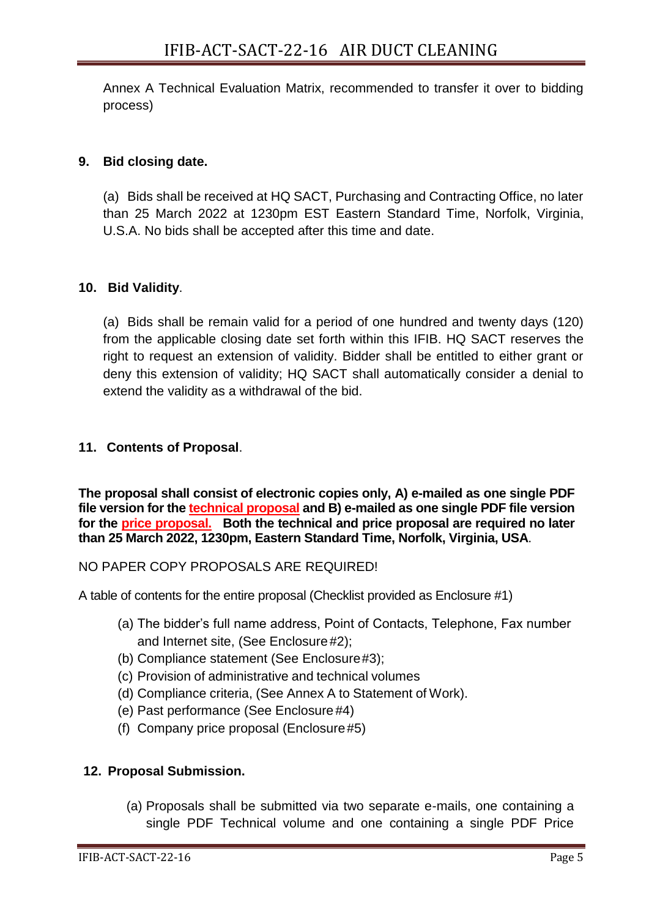Annex A Technical Evaluation Matrix, recommended to transfer it over to bidding process)

## 9. Bid closing date.

(a) Bids shall be received at HQ SACT, Purchasing and Contracting Office, no later than 25 March 2022 at 1230pm EST Eastern Standard Time, Norfolk, Virginia, U.S.A. No bids shall be accepted after this time and date.

## 10. Bid Validity.

(a) Bids shall be remain valid for a period of one hundred and twenty days (120) from the applicable closing date set forth within this IFIB. HQ SACT reserves the right to request an extension of validity. Bidder shall be entitled to either grant or deny this extension of validity; HQ SACT shall automatically consider a denial to extend the validity as a withdrawal of the bid.

## 11. Contents of Proposal.

**The proposal shall consist of electronic copies only, A) e-mailed as one single PDF file version for the technical proposal and B) e-mailed as one single PDF file version for the price proposal. Both the technical and price proposal are required no later than 25 March 2022, 1230pm, Eastern Standard Time, Norfolk, Virginia, USA**.

NO PAPER COPY PROPOSALS ARE REQUIRED!

A table of contents for the entire proposal (Checklist provided as Enclosure #1)

- (a) The bidder's full name address, Point of Contacts, Telephone, Fax number and Internet site, (See Enclosure #2);
- (b) Compliance statement (See Enclosure #3);
- (c) Provision of administrative and technical volumes
- (d) Compliance criteria, (See Annex A to Statement of Work).
- (e) Past performance (See Enclosure #4)
- (f) Company price proposal (Enclosure #5)

## 12. Proposal Submission.

(a) Proposals shall be submitted via two separate e-mails, one containing a single PDF Technical volume and one containing a single PDF Price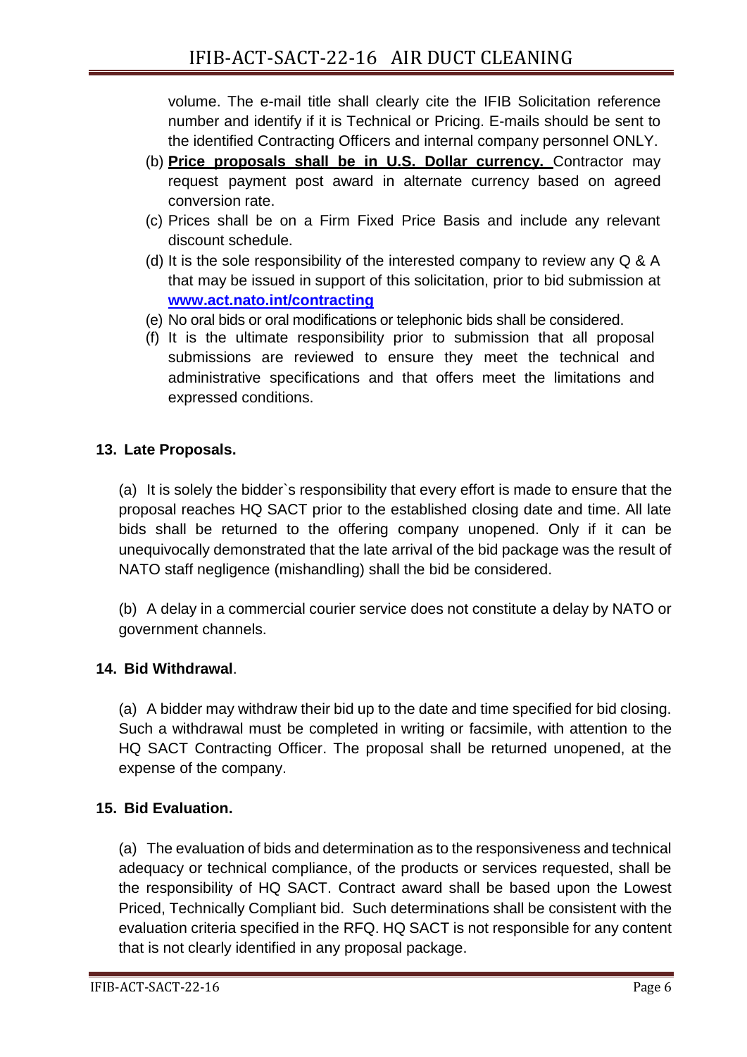volume. The e-mail title shall clearly cite the IFIB Solicitation reference number and identify if it is Technical or Pricing. E-mails should be sent to the identified Contracting Officers and internal company personnel ONLY.

(b) **Price proposals shall be in U.S. Dollar currency.** Contractor may request payment post award in alternate currency based on agreed conversion rate.

(c) Prices shall be on a Firm Fixed Price Basis and include any relevant discount schedule.

(d) It is the sole responsibility of the interested company to review any Q & A that may be issued in support of this solicitation, prior to bid submission at **www.act.nato.int/contracting**

(e) No oral bids or oral modifications or telephonic bids shall be considered.

(f) It is the ultimate responsibility prior to submission that all proposal submissions are reviewed to ensure they meet the technical and administrative specifications and that offers meet the limitations and expressed conditions.

**13. Late Proposals.**

(a) It is solely the bidder`s responsibility that every effort is made to ensure that the proposal reaches HQ SACT prior to the established closing date and time. All late bids shall be returned to the offering company unopened. Only if it can be unequivocally demonstrated that the late arrival of the bid package was the result of NATO staff negligence (mishandling) shall the bid be considered.

(b) A delay in a commercial courier service does not constitute a delay by NATO or government channels.

**14. Bid Withdrawal**.

(a) A bidder may withdraw their bid up to the date and time specified for bid closing. Such a withdrawal must be completed in writing or facsimile, with attention to the HQ SACT Contracting Officer. The proposal shall be returned unopened, at the expense of the company.

**15. Bid Evaluation.**

(a) The evaluation of bids and determination as to the responsiveness and technical adequacy or technical compliance, of the products or services requested, shall be the responsibility of HQ SACT. Contract award shall be based upon the Lowest Priced, Technically Compliant bid. Such determinations shall be consistent with the evaluation criteria specified in the RFQ. HQ SACT is not responsible for any content that is not clearly identified in any proposal package.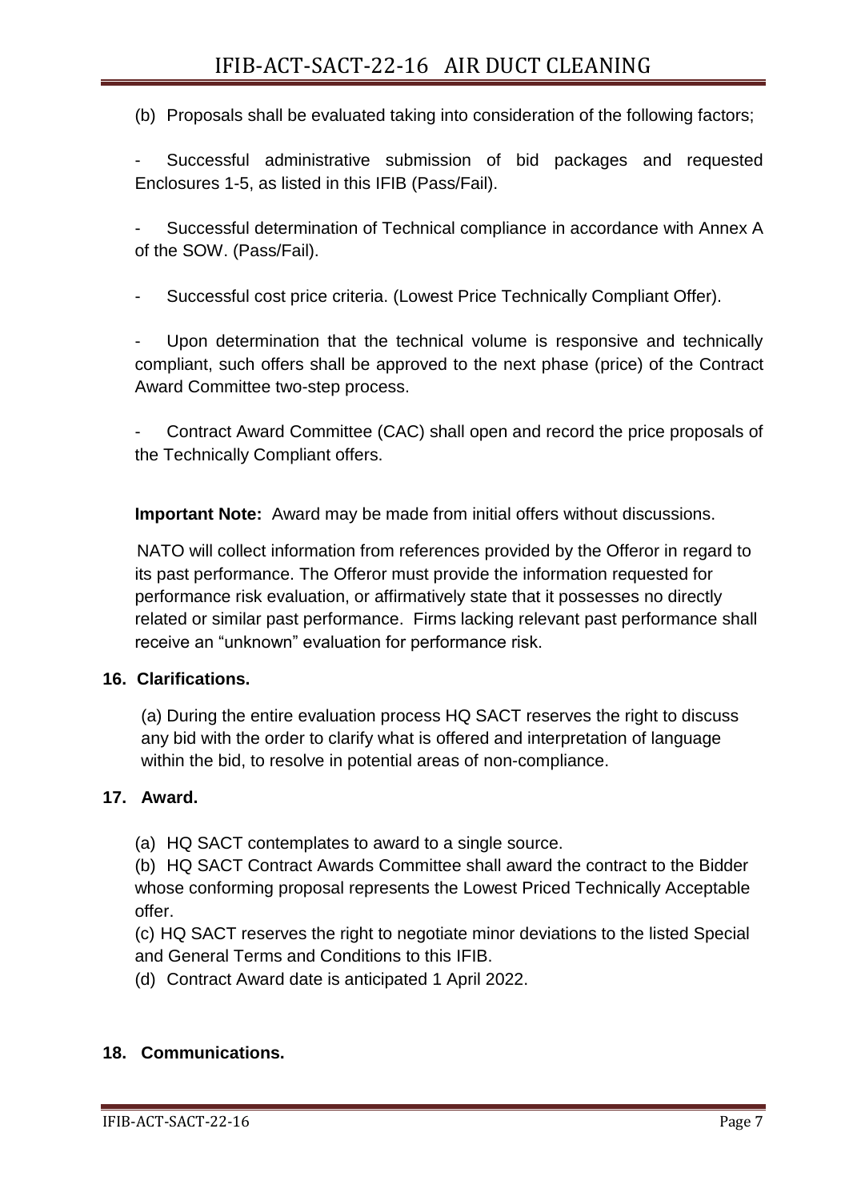(b) Proposals shall be evaluated taking into consideration of the following factors;

- Successful administrative submission of bid packages and requested Enclosures 1-5, as listed in this IFIB (Pass/Fail).

- Successful determination of Technical compliance in accordance with Annex A of the SOW. (Pass/Fail).

- Successful cost price criteria. (Lowest Price Technically Compliant Offer).

- Upon determination that the technical volume is responsive and technically compliant, such offers shall be approved to the next phase (price) of the Contract Award Committee two-step process.

- Contract Award Committee (CAC) shall open and record the price proposals of the Technically Compliant offers.

**Important Note:** Award may be made from initial offers without discussions.

NATO will collect information from references provided by the Offeror in regard to its past performance. The Offeror must provide the information requested for performance risk evaluation, or affirmatively state that it possesses no directly related or similar past performance. Firms lacking relevant past performance shall receive an "unknown" evaluation for performance risk.

**16. Clarifications.**

(a) During the entire evaluation process HQ SACT reserves the right to discuss any bid with the order to clarify what is offered and interpretation of language within the bid, to resolve in potential areas of non-compliance.

**17. Award.**

(a) HQ SACT contemplates to award to a single source.

(b) HQ SACT Contract Awards Committee shall award the contract to the Bidder whose conforming proposal represents the Lowest Priced Technically Acceptable offer.

(c) HQ SACT reserves the right to negotiate minor deviations to the listed Special and General Terms and Conditions to this IFIB.

(d) Contract Award date is anticipated 1 April 2022.

**18. Communications.**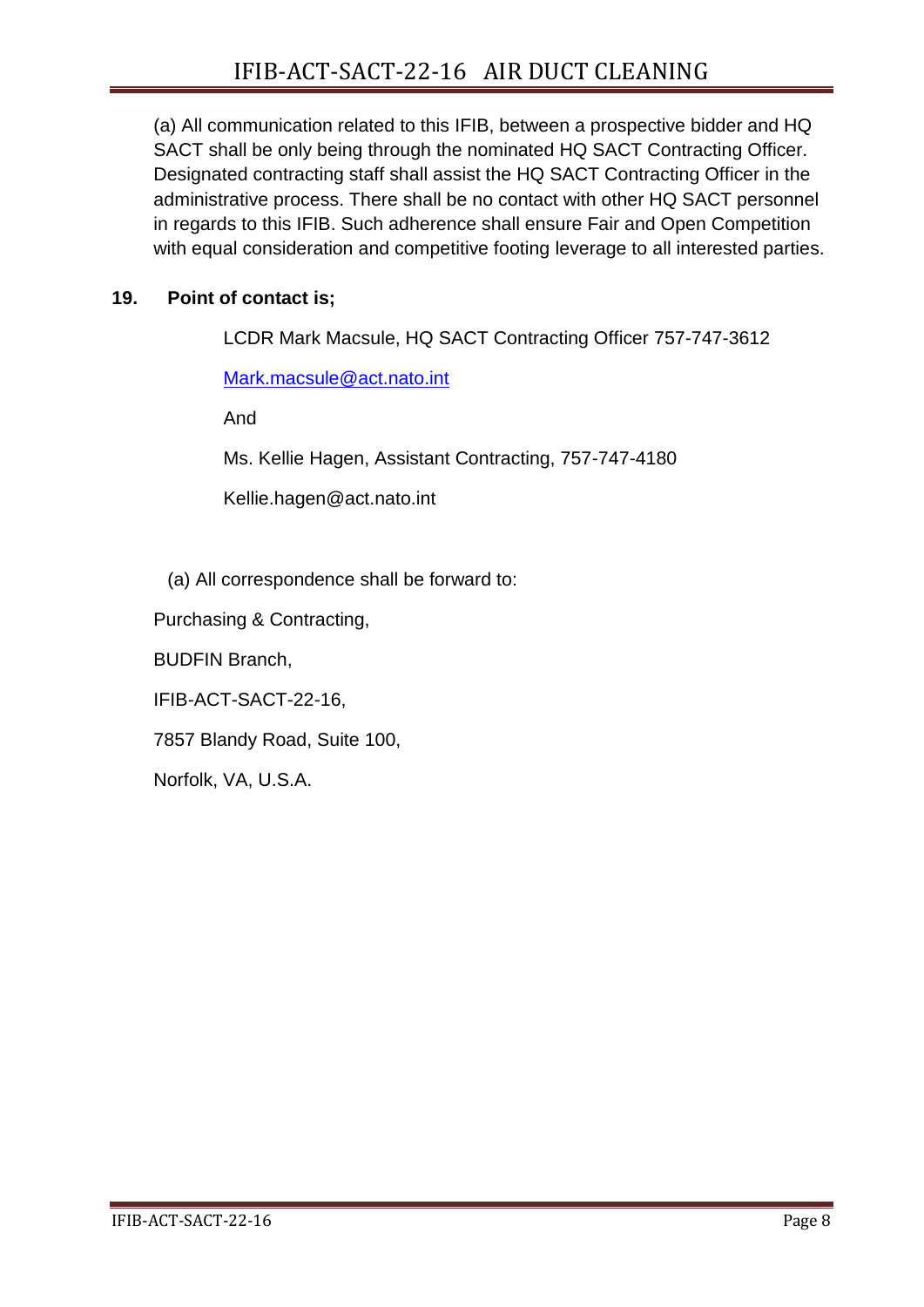(a) All communication related to this IFIB, between a prospective bidder and HQ SACT shall be only being through the nominated HQ SACT Contracting Officer. Designated contracting staff shall assist the HQ SACT Contracting Officer in the administrative process. There shall be no contact with other HQ SACT personnel in regards to this IFIB. Such adherence shall ensure Fair and Open Competition with equal consideration and competitive footing leverage to all interested parties.

**19. Point of contact is;**

LCDR Mark Macsule, HQ SACT Contracting Officer 757-747-3612

Mark.macsule@act.nato.int

And

Ms. Kellie Hagen, Assistant Contracting, 757-747-4180

Kellie.hagen@act.nato.int

(a) All correspondence shall be forward to:

Purchasing & Contracting,

BUDFIN Branch,

IFIB-ACT-SACT-22-16,

7857 Blandy Road, Suite 100,

Norfolk, VA, U.S.A.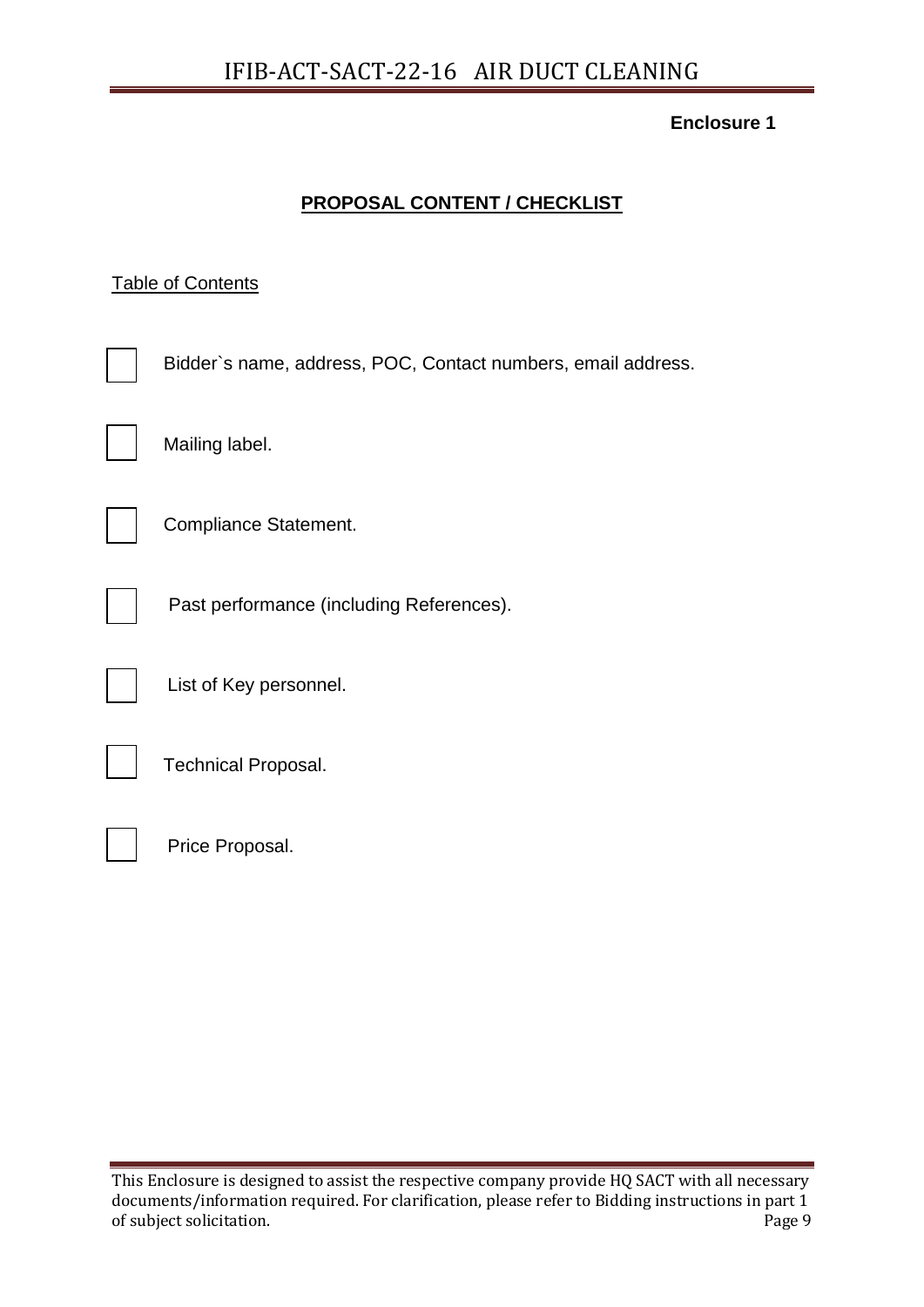**Enclosure 1**

## PROPOSAL CONTENT / CHECKLIST

Table of Contents

- [ ] Bidder`s name, address, POC, Contact numbers, email address.
- [ ] Mailing label.
- [ ] Compliance Statement.
- [ ] Past performance (including References).
- [ ] List of Key personnel.
- [ ] Technical Proposal.
- [ ] Price Proposal.

This Enclosure is designed to assist the respective company provide HQ SACT with all necessary documents/information required. For clarification, please refer to Bidding instructions in part 1 of subject solicitation.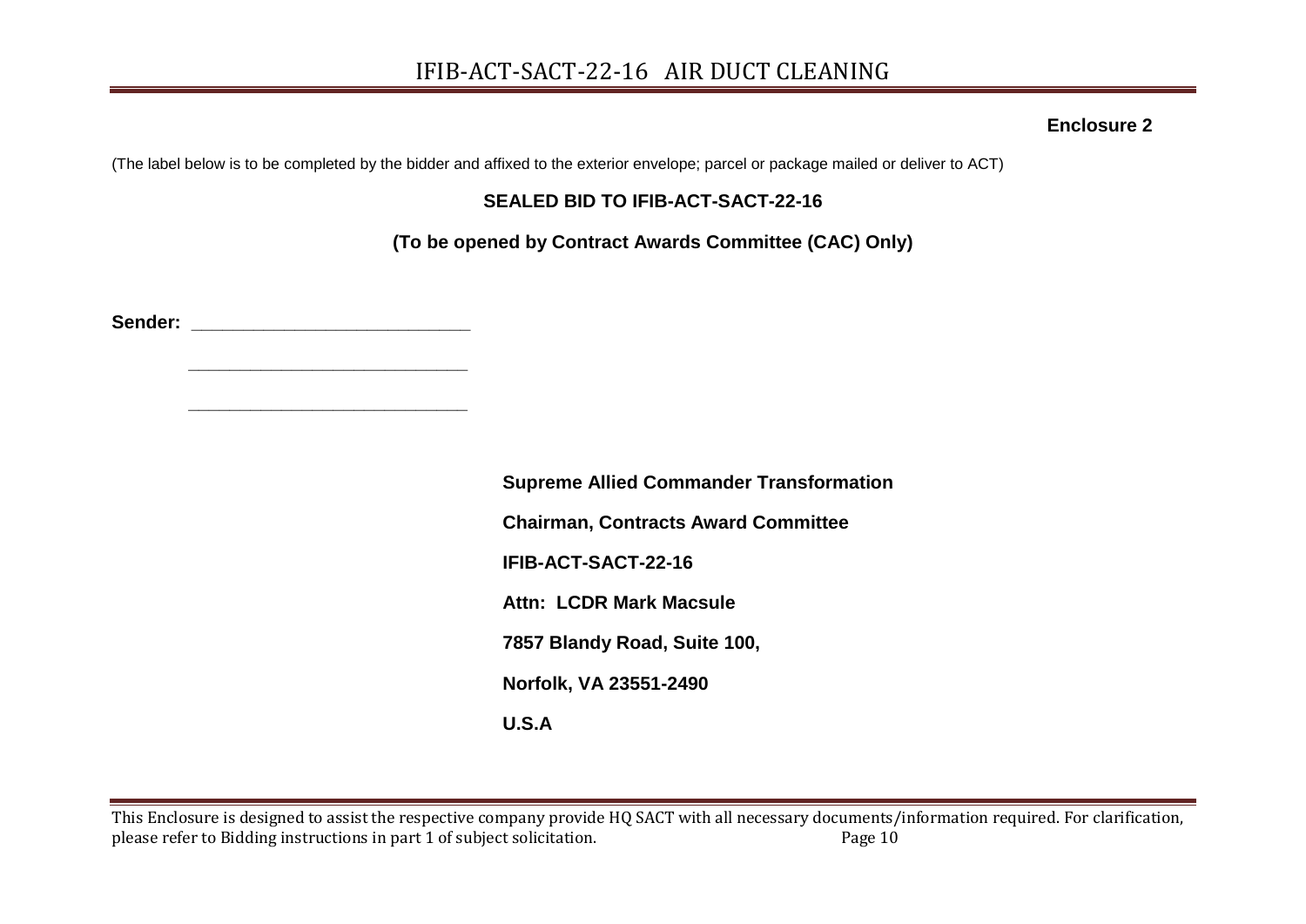**Enclosure 2**

(The label below is to be completed by the bidder and affixed to the exterior envelope; parcel or package mailed or deliver to ACT)

**SEALED BID TO IFIB-ACT-SACT-22-16**

**(To be opened by Contract Awards Committee (CAC) Only)**

**Sender:** ______________________________

______________________________

______________________________

**Supreme Allied Commander Transformation**

**Chairman, Contracts Award Committee**

**IFIB-ACT-SACT-22-16**

**Attn: LCDR Mark Macsule**

**7857 Blandy Road, Suite 100,**

**Norfolk, VA 23551-2490**

**U.S.A**

This Enclosure is designed to assist the respective company provide HQ SACT with all necessary documents/information required. For clarification, please refer to Bidding instructions in part 1 of subject solicitation.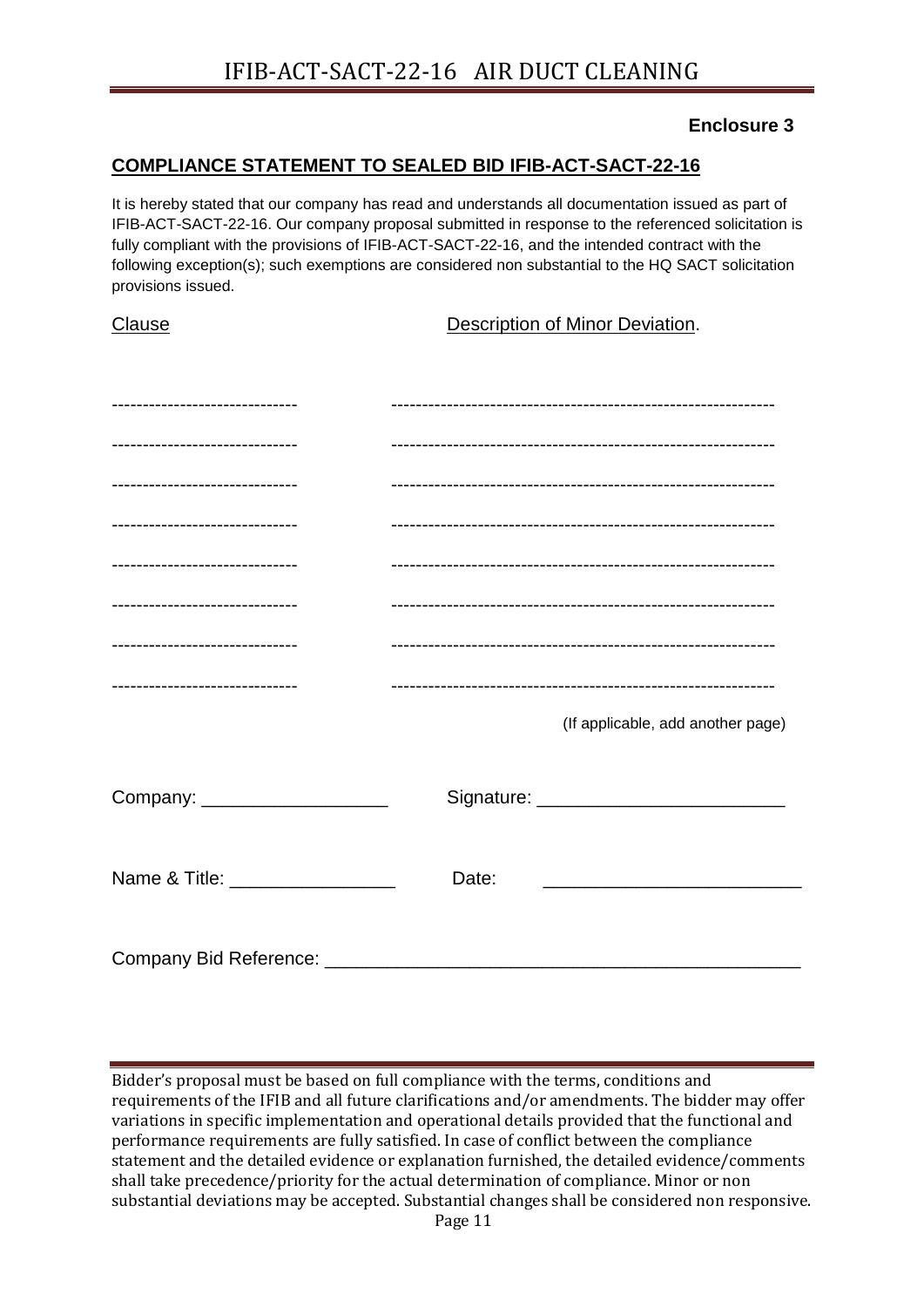**Enclosure 3**

## COMPLIANCE STATEMENT TO SEALED BID IFIB-ACT-SACT-22-16

It is hereby stated that our company has read and understands all documentation issued as part of IFIB-ACT-SACT-22-16. Our company proposal submitted in response to the referenced solicitation is fully compliant with the provisions of IFIB-ACT-SACT-22-16, and the intended contract with the following exception(s); such exemptions are considered non substantial to the HQ SACT solicitation provisions issued.

| Clause | Description of Minor Deviation. |
| --- | --- |
| ------------------------------ | ------------------------------------------------------------ |
| ------------------------------ | ------------------------------------------------------------ |
| ------------------------------ | ------------------------------------------------------------ |
| ------------------------------ | ------------------------------------------------------------ |
| ------------------------------ | ------------------------------------------------------------ |
| ------------------------------ | ------------------------------------------------------------ |
| ------------------------------ | ------------------------------------------------------------ |
| ------------------------------ | ------------------------------------------------------------ |

(If applicable, add another page)

Company: __________________ Signature: ________________________

Name & Title: ________________ Date: _________________________

Company Bid Reference: ______________________________________________

Bidder's proposal must be based on full compliance with the terms, conditions and requirements of the IFIB and all future clarifications and/or amendments. The bidder may offer variations in specific implementation and operational details provided that the functional and performance requirements are fully satisfied. In case of conflict between the compliance statement and the detailed evidence or explanation furnished, the detailed evidence/comments shall take precedence/priority for the actual determination of compliance. Minor or non substantial deviations may be accepted. Substantial changes shall be considered non responsive.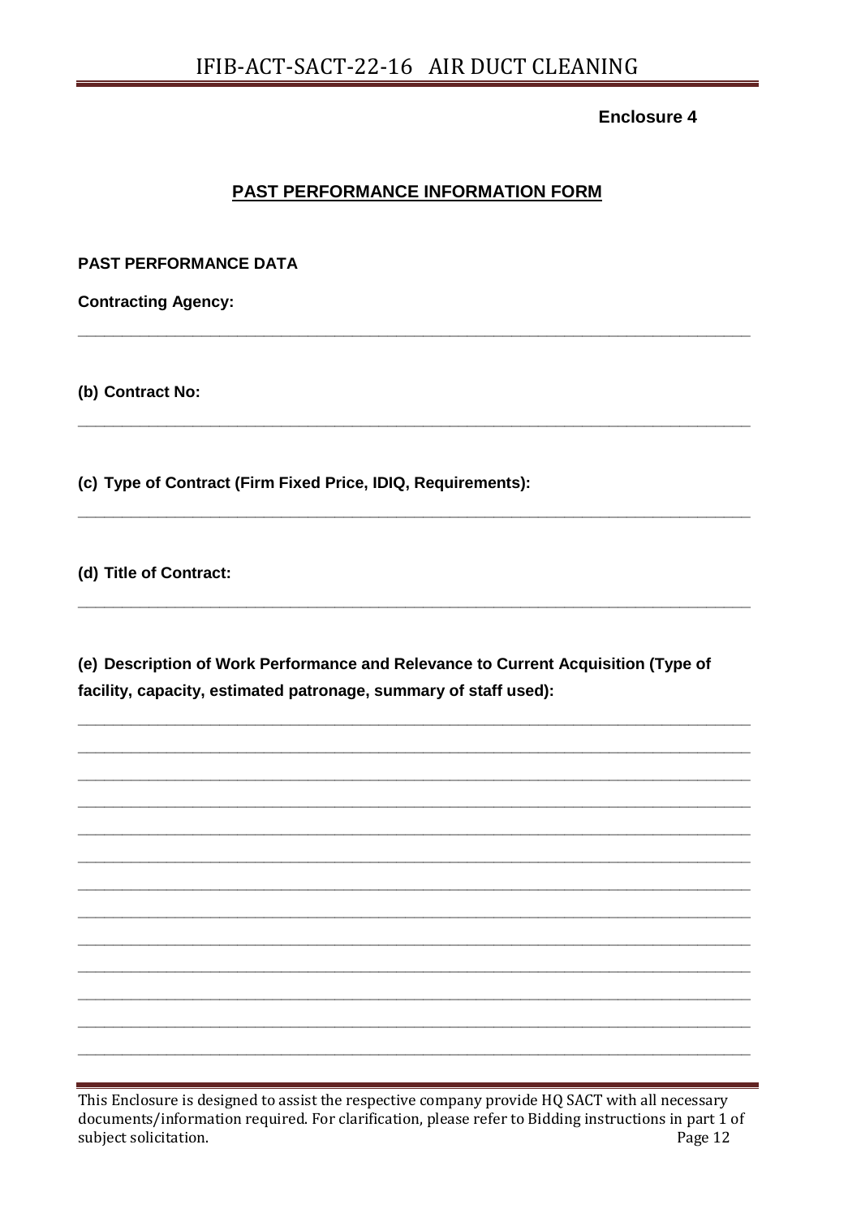**Enclosure 4**

## PAST PERFORMANCE INFORMATION FORM

**PAST PERFORMANCE DATA**

**Contracting Agency:**

_______________________________________________________________________________

**(b) Contract No:**

_______________________________________________________________________________

**(c) Type of Contract (Firm Fixed Price, IDIQ, Requirements):**

_______________________________________________________________________________

**(d) Title of Contract:**

_______________________________________________________________________________

**(e) Description of Work Performance and Relevance to Current Acquisition (Type of facility, capacity, estimated patronage, summary of staff used):**

_______________________________________________________________________________
_______________________________________________________________________________
_______________________________________________________________________________
_______________________________________________________________________________
_______________________________________________________________________________
_______________________________________________________________________________
_______________________________________________________________________________
_______________________________________________________________________________
_______________________________________________________________________________
_______________________________________________________________________________
_______________________________________________________________________________
_______________________________________________________________________________
_______________________________________________________________________________

This Enclosure is designed to assist the respective company provide HQ SACT with all necessary documents/information required. For clarification, please refer to Bidding instructions in part 1 of subject solicitation.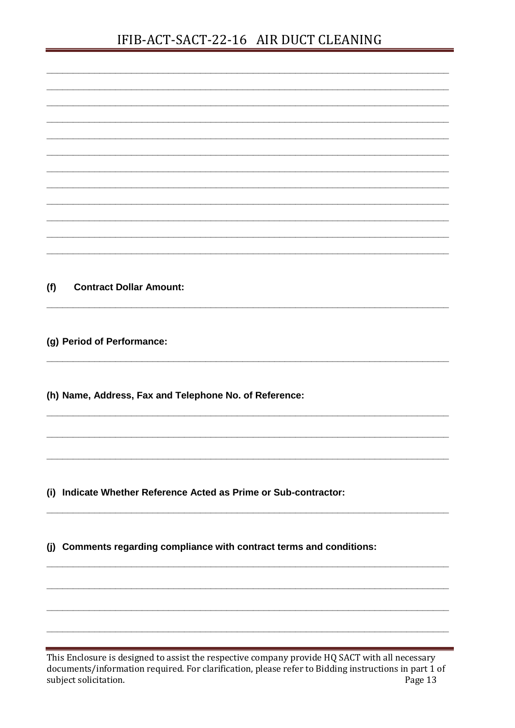_______________________________________________________________________________________________

_______________________________________________________________________________________________

_______________________________________________________________________________________________

_______________________________________________________________________________________________

_______________________________________________________________________________________________

_______________________________________________________________________________________________

_______________________________________________________________________________________________

_______________________________________________________________________________________________

_______________________________________________________________________________________________

_______________________________________________________________________________________________

_______________________________________________________________________________________________

_______________________________________________________________________________________________

**(f) Contract Dollar Amount:**

_______________________________________________________________________________________________

**(g) Period of Performance:**

_______________________________________________________________________________________________

**(h) Name, Address, Fax and Telephone No. of Reference:**

_______________________________________________________________________________________________

_______________________________________________________________________________________________

_______________________________________________________________________________________________

**(i) Indicate Whether Reference Acted as Prime or Sub-contractor:**

_______________________________________________________________________________________________

**(j) Comments regarding compliance with contract terms and conditions:**

_______________________________________________________________________________________________

_______________________________________________________________________________________________

_______________________________________________________________________________________________

_______________________________________________________________________________________________

This Enclosure is designed to assist the respective company provide HQ SACT with all necessary documents/information required. For clarification, please refer to Bidding instructions in part 1 of subject solicitation.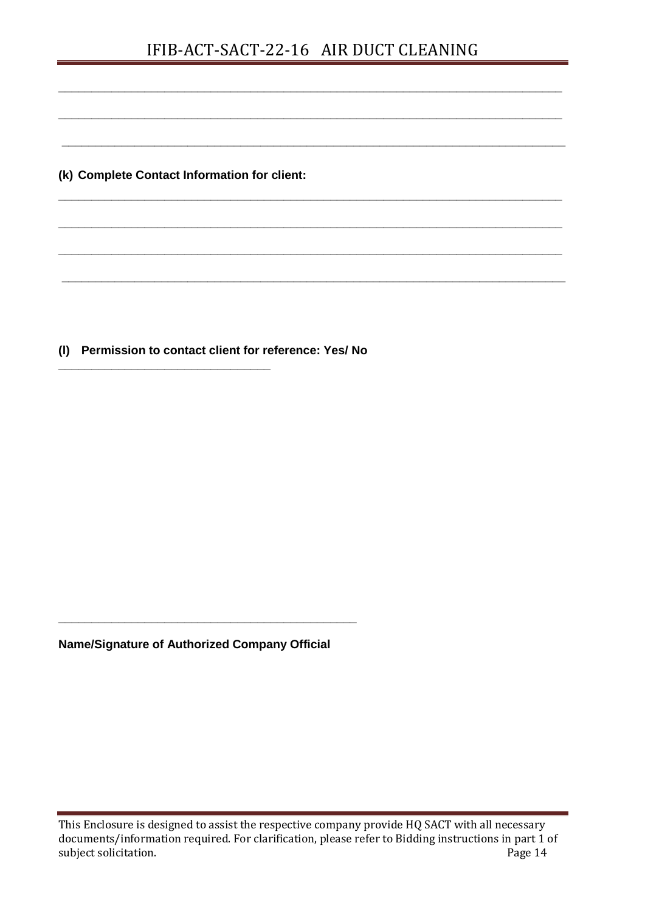\_\_\_\_\_\_\_\_\_\_\_\_\_\_\_\_\_\_\_\_\_\_\_\_\_\_\_\_\_\_\_\_\_\_\_\_\_\_\_\_\_\_\_\_\_\_\_\_\_\_\_\_\_\_\_\_\_\_\_\_\_\_\_\_\_\_\_\_\_\_\_\_\_\_\_\_\_\_\_\_

\_\_\_\_\_\_\_\_\_\_\_\_\_\_\_\_\_\_\_\_\_\_\_\_\_\_\_\_\_\_\_\_\_\_\_\_\_\_\_\_\_\_\_\_\_\_\_\_\_\_\_\_\_\_\_\_\_\_\_\_\_\_\_\_\_\_\_\_\_\_\_\_\_\_\_\_\_\_\_\_

\_\_\_\_\_\_\_\_\_\_\_\_\_\_\_\_\_\_\_\_\_\_\_\_\_\_\_\_\_\_\_\_\_\_\_\_\_\_\_\_\_\_\_\_\_\_\_\_\_\_\_\_\_\_\_\_\_\_\_\_\_\_\_\_\_\_\_\_\_\_\_\_\_\_\_\_\_\_\_\_

**(k) Complete Contact Information for client:**

\_\_\_\_\_\_\_\_\_\_\_\_\_\_\_\_\_\_\_\_\_\_\_\_\_\_\_\_\_\_\_\_\_\_\_\_\_\_\_\_\_\_\_\_\_\_\_\_\_\_\_\_\_\_\_\_\_\_\_\_\_\_\_\_\_\_\_\_\_\_\_\_\_\_\_\_\_\_\_\_

\_\_\_\_\_\_\_\_\_\_\_\_\_\_\_\_\_\_\_\_\_\_\_\_\_\_\_\_\_\_\_\_\_\_\_\_\_\_\_\_\_\_\_\_\_\_\_\_\_\_\_\_\_\_\_\_\_\_\_\_\_\_\_\_\_\_\_\_\_\_\_\_\_\_\_\_\_\_\_\_

\_\_\_\_\_\_\_\_\_\_\_\_\_\_\_\_\_\_\_\_\_\_\_\_\_\_\_\_\_\_\_\_\_\_\_\_\_\_\_\_\_\_\_\_\_\_\_\_\_\_\_\_\_\_\_\_\_\_\_\_\_\_\_\_\_\_\_\_\_\_\_\_\_\_\_\_\_\_\_\_

\_\_\_\_\_\_\_\_\_\_\_\_\_\_\_\_\_\_\_\_\_\_\_\_\_\_\_\_\_\_\_\_\_\_\_\_\_\_\_\_\_\_\_\_\_\_\_\_\_\_\_\_\_\_\_\_\_\_\_\_\_\_\_\_\_\_\_\_\_\_\_\_\_\_\_\_\_\_\_\_

**(l) Permission to contact client for reference: Yes/ No**

\_\_\_\_\_\_\_\_\_\_\_\_\_\_\_\_\_\_\_\_\_\_\_\_\_\_\_\_\_\_\_\_\_\_\_

\_\_\_\_\_\_\_\_\_\_\_\_\_\_\_\_\_\_\_\_\_\_\_\_\_\_\_\_\_\_\_\_\_\_\_\_\_\_\_\_\_\_\_\_\_\_\_\_\_\_\_

**Name/Signature of Authorized Company Official**

This Enclosure is designed to assist the respective company provide HQ SACT with all necessary documents/information required. For clarification, please refer to Bidding instructions in part 1 of subject solicitation.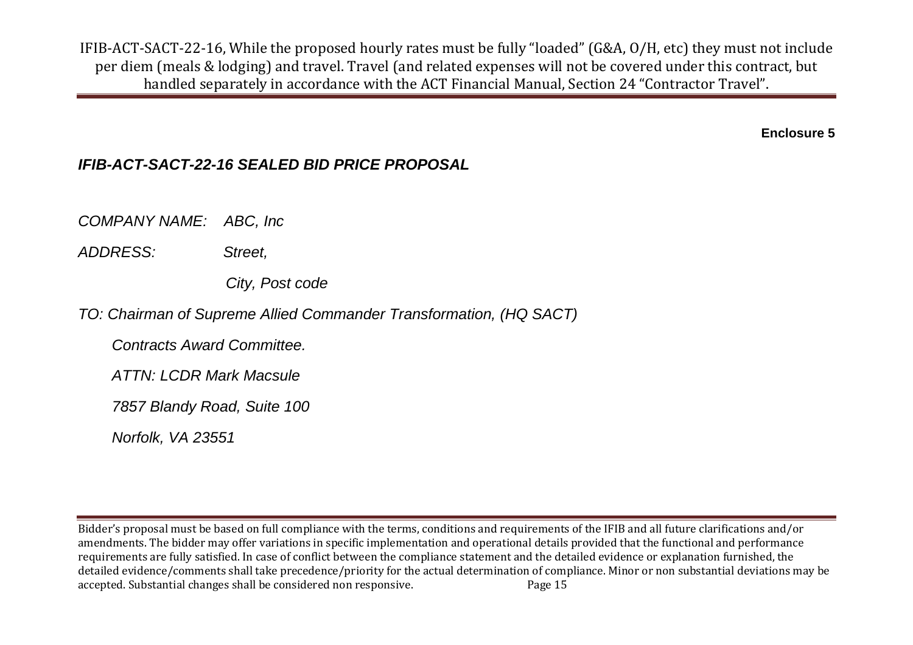**Enclosure 5**

***IFIB-ACT-SACT-22-16 SEALED BID PRICE PROPOSAL***

*COMPANY NAME:* *ABC, Inc*

*ADDRESS:* *Street,*

*City, Post code*

*TO: Chairman of Supreme Allied Commander Transformation, (HQ SACT)*

*Contracts Award Committee.*

*ATTN: LCDR Mark Macsule*

*7857 Blandy Road, Suite 100*

*Norfolk, VA 23551*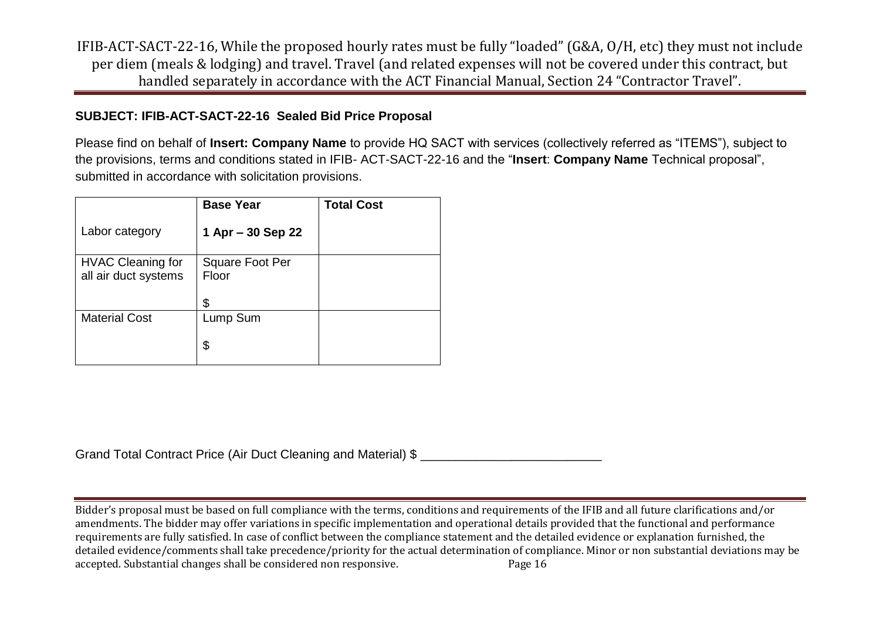IFIB-ACT-SACT-22-16, While the proposed hourly rates must be fully "loaded" (G&A, O/H, etc) they must not include per diem (meals & lodging) and travel. Travel (and related expenses will not be covered under this contract, but handled separately in accordance with the ACT Financial Manual, Section 24 "Contractor Travel".

**SUBJECT: IFIB-ACT-SACT-22-16 Sealed Bid Price Proposal**

Please find on behalf of **Insert: Company Name** to provide HQ SACT with services (collectively referred as "ITEMS"), subject to the provisions, terms and conditions stated in IFIB- ACT-SACT-22-16 and the "**Insert**: **Company Name** Technical proposal", submitted in accordance with solicitation provisions.

| Labor category | **Base Year** **1 Apr – 30 Sep 22** | **Total Cost** |
|---|---|---|
| HVAC Cleaning for all air duct systems | Square Foot Per Floor $ | |
| Material Cost | Lump Sum $ | |

Grand Total Contract Price (Air Duct Cleaning and Material) $ _________________________

Bidder's proposal must be based on full compliance with the terms, conditions and requirements of the IFIB and all future clarifications and/or amendments. The bidder may offer variations in specific implementation and operational details provided that the functional and performance requirements are fully satisfied. In case of conflict between the compliance statement and the detailed evidence or explanation furnished, the detailed evidence/comments shall take precedence/priority for the actual determination of compliance. Minor or non substantial deviations may be accepted. Substantial changes shall be considered non responsive.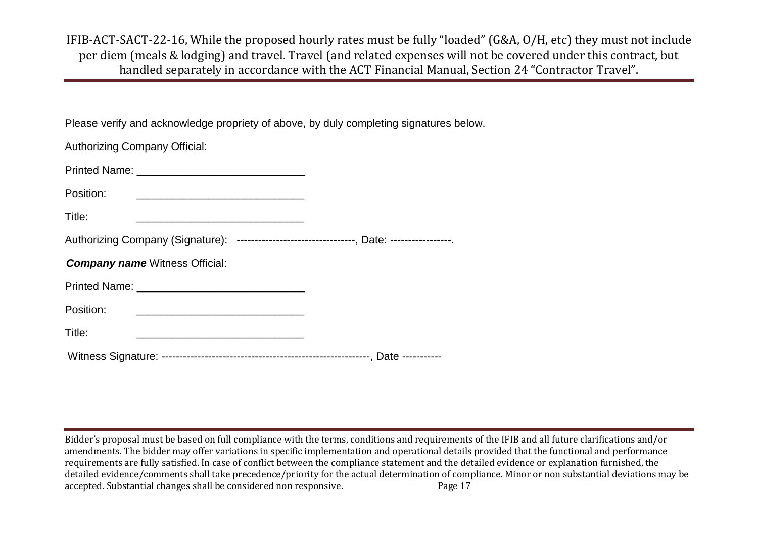Please verify and acknowledge propriety of above, by duly completing signatures below.

Authorizing Company Official:

Printed Name: ____________________________

Position: ____________________________

Title: ____________________________

Authorizing Company (Signature): ---------------------------------, Date: -----------------.

***Company name*** Witness Official:

Printed Name: ____________________________

Position: ____________________________

Title: ____________________________

Witness Signature: ----------------------------------------------------------, Date -----------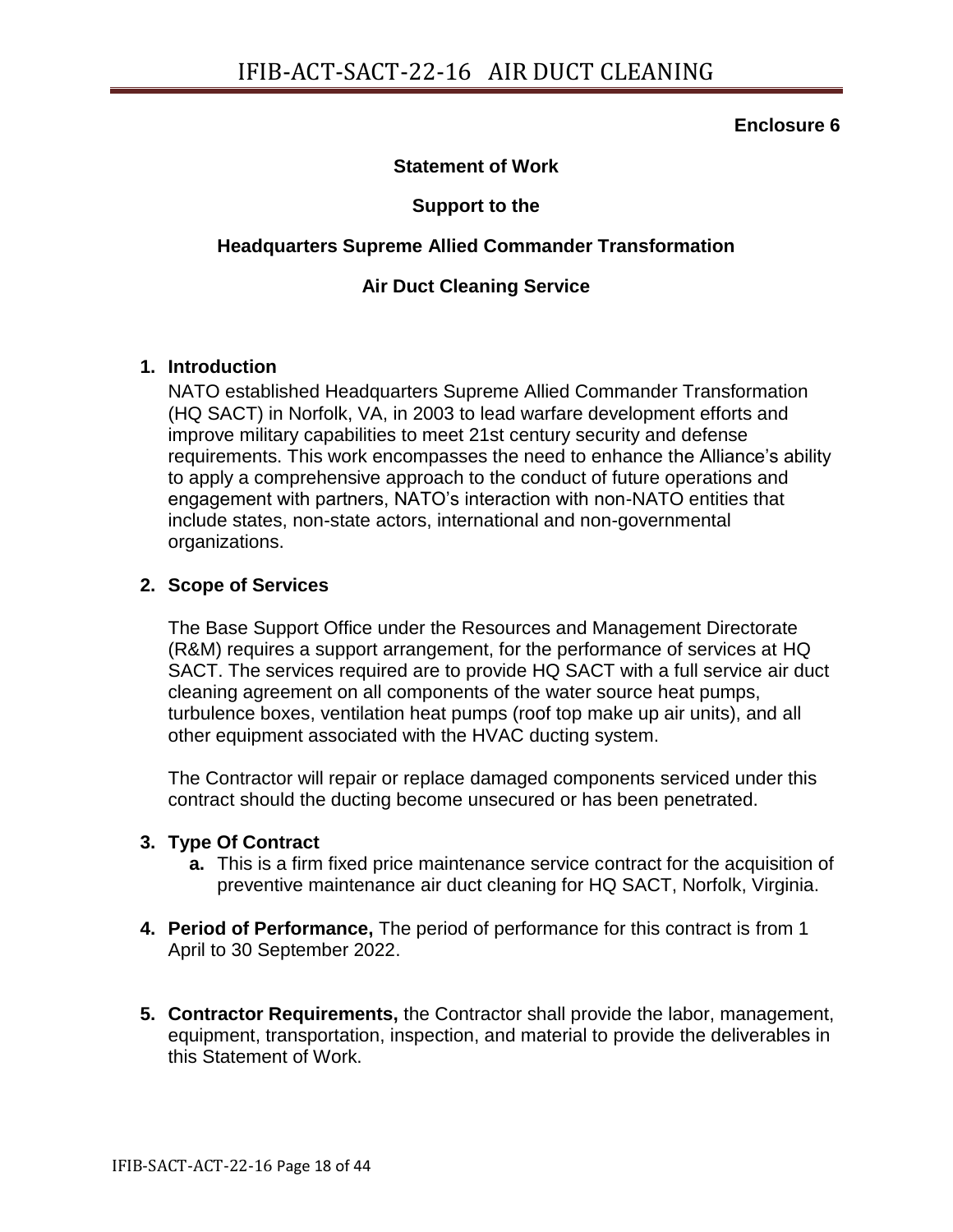**Enclosure 6**

**Statement of Work**

**Support to the**

**Headquarters Supreme Allied Commander Transformation**

**Air Duct Cleaning Service**

1. **Introduction**

   NATO established Headquarters Supreme Allied Commander Transformation (HQ SACT) in Norfolk, VA, in 2003 to lead warfare development efforts and improve military capabilities to meet 21st century security and defense requirements. This work encompasses the need to enhance the Alliance's ability to apply a comprehensive approach to the conduct of future operations and engagement with partners, NATO's interaction with non-NATO entities that include states, non-state actors, international and non-governmental organizations.

2. **Scope of Services**

   The Base Support Office under the Resources and Management Directorate (R&M) requires a support arrangement, for the performance of services at HQ SACT. The services required are to provide HQ SACT with a full service air duct cleaning agreement on all components of the water source heat pumps, turbulence boxes, ventilation heat pumps (roof top make up air units), and all other equipment associated with the HVAC ducting system.

   The Contractor will repair or replace damaged components serviced under this contract should the ducting become unsecured or has been penetrated.

3. **Type Of Contract**
   - **a.** This is a firm fixed price maintenance service contract for the acquisition of preventive maintenance air duct cleaning for HQ SACT, Norfolk, Virginia.

4. **Period of Performance,** The period of performance for this contract is from 1 April to 30 September 2022.

5. **Contractor Requirements,** the Contractor shall provide the labor, management, equipment, transportation, inspection, and material to provide the deliverables in this Statement of Work.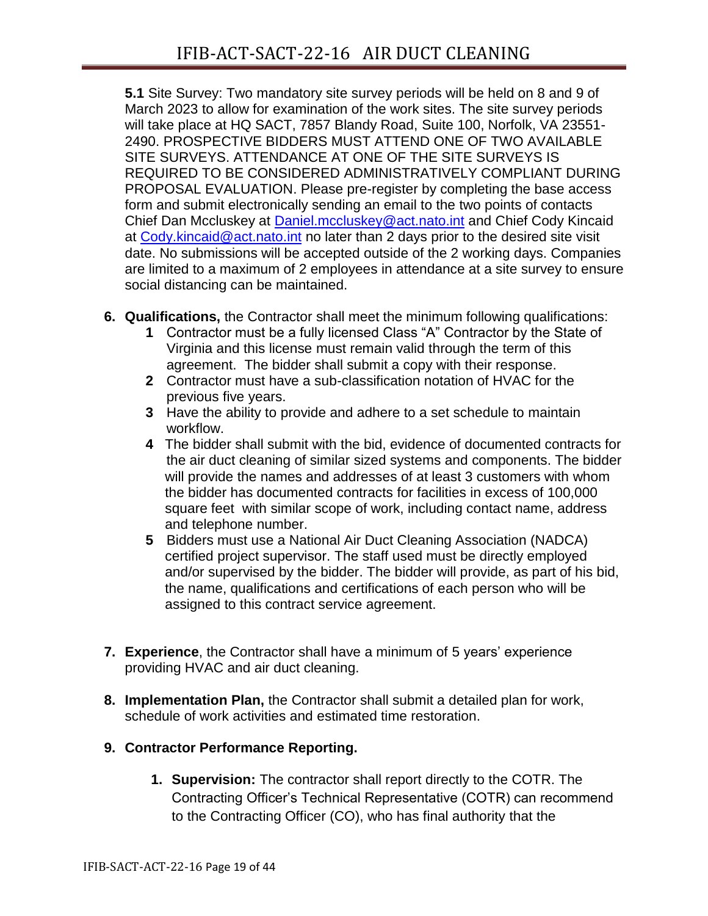**5.1** Site Survey: Two mandatory site survey periods will be held on 8 and 9 of March 2023 to allow for examination of the work sites. The site survey periods will take place at HQ SACT, 7857 Blandy Road, Suite 100, Norfolk, VA 23551-2490. PROSPECTIVE BIDDERS MUST ATTEND ONE OF TWO AVAILABLE SITE SURVEYS. ATTENDANCE AT ONE OF THE SITE SURVEYS IS REQUIRED TO BE CONSIDERED ADMINISTRATIVELY COMPLIANT DURING PROPOSAL EVALUATION. Please pre-register by completing the base access form and submit electronically sending an email to the two points of contacts Chief Dan Mccluskey at Daniel.mccluskey@act.nato.int and Chief Cody Kincaid at Cody.kincaid@act.nato.int no later than 2 days prior to the desired site visit date. No submissions will be accepted outside of the 2 working days. Companies are limited to a maximum of 2 employees in attendance at a site survey to ensure social distancing can be maintained.

6. **Qualifications,** the Contractor shall meet the minimum following qualifications:
   1. Contractor must be a fully licensed Class "A" Contractor by the State of Virginia and this license must remain valid through the term of this agreement. The bidder shall submit a copy with their response.
   2. Contractor must have a sub-classification notation of HVAC for the previous five years.
   3. Have the ability to provide and adhere to a set schedule to maintain workflow.
   4. The bidder shall submit with the bid, evidence of documented contracts for the air duct cleaning of similar sized systems and components. The bidder will provide the names and addresses of at least 3 customers with whom the bidder has documented contracts for facilities in excess of 100,000 square feet with similar scope of work, including contact name, address and telephone number.
   5. Bidders must use a National Air Duct Cleaning Association (NADCA) certified project supervisor. The staff used must be directly employed and/or supervised by the bidder. The bidder will provide, as part of his bid, the name, qualifications and certifications of each person who will be assigned to this contract service agreement.

7. **Experience**, the Contractor shall have a minimum of 5 years' experience providing HVAC and air duct cleaning.

8. **Implementation Plan,** the Contractor shall submit a detailed plan for work, schedule of work activities and estimated time restoration.

9. **Contractor Performance Reporting.**

   1. **Supervision:** The contractor shall report directly to the COTR. The Contracting Officer's Technical Representative (COTR) can recommend to the Contracting Officer (CO), who has final authority that the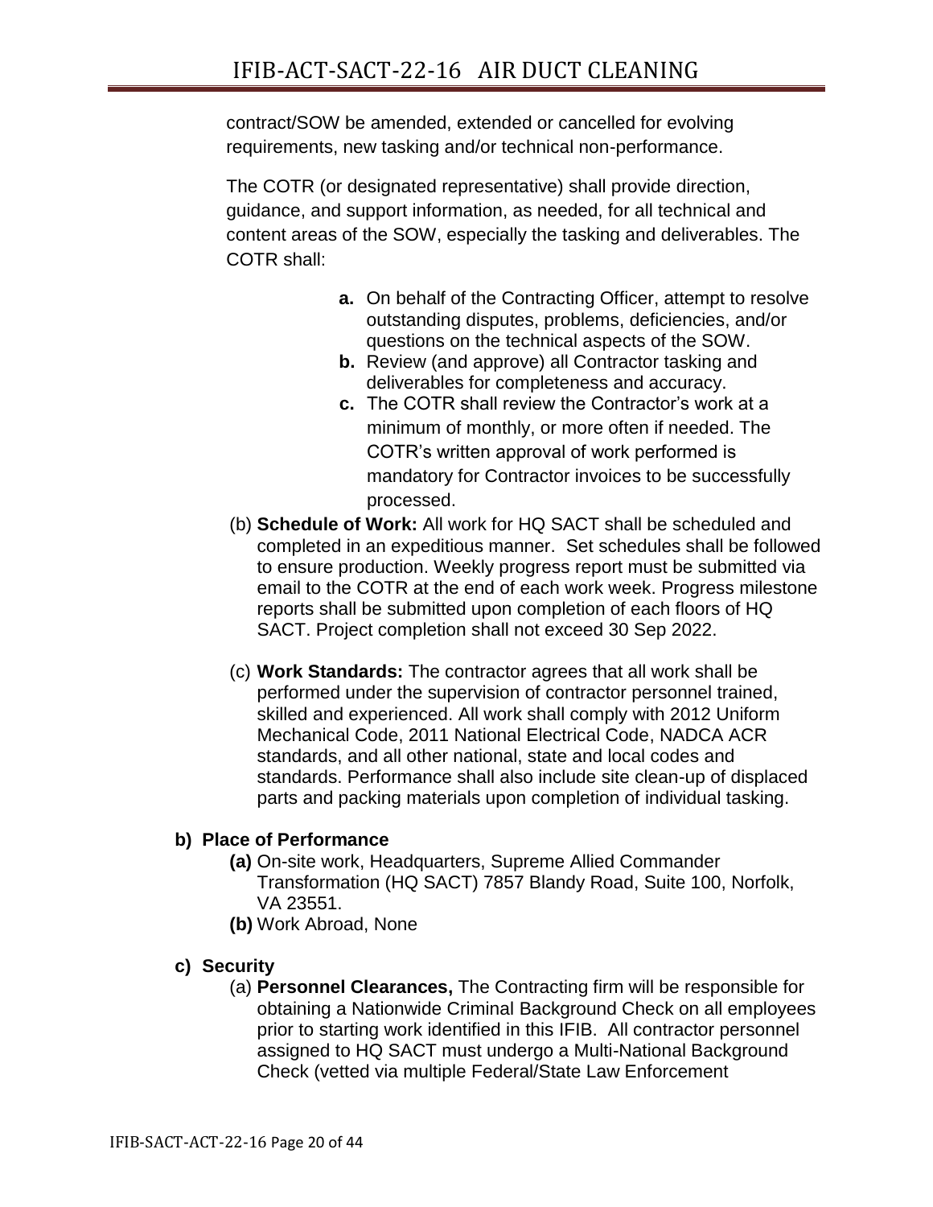contract/SOW be amended, extended or cancelled for evolving requirements, new tasking and/or technical non-performance.

The COTR (or designated representative) shall provide direction, guidance, and support information, as needed, for all technical and content areas of the SOW, especially the tasking and deliverables. The COTR shall:

- **a.** On behalf of the Contracting Officer, attempt to resolve outstanding disputes, problems, deficiencies, and/or questions on the technical aspects of the SOW.
- **b.** Review (and approve) all Contractor tasking and deliverables for completeness and accuracy.
- **c.** The COTR shall review the Contractor's work at a minimum of monthly, or more often if needed. The COTR's written approval of work performed is mandatory for Contractor invoices to be successfully processed.

(b) **Schedule of Work:** All work for HQ SACT shall be scheduled and completed in an expeditious manner. Set schedules shall be followed to ensure production. Weekly progress report must be submitted via email to the COTR at the end of each work week. Progress milestone reports shall be submitted upon completion of each floors of HQ SACT. Project completion shall not exceed 30 Sep 2022.

(c) **Work Standards:** The contractor agrees that all work shall be performed under the supervision of contractor personnel trained, skilled and experienced. All work shall comply with 2012 Uniform Mechanical Code, 2011 National Electrical Code, NADCA ACR standards, and all other national, state and local codes and standards. Performance shall also include site clean-up of displaced parts and packing materials upon completion of individual tasking.

**b) Place of Performance**

- **(a)** On-site work, Headquarters, Supreme Allied Commander Transformation (HQ SACT) 7857 Blandy Road, Suite 100, Norfolk, VA 23551.
- **(b)** Work Abroad, None

**c) Security**

(a) **Personnel Clearances,** The Contracting firm will be responsible for obtaining a Nationwide Criminal Background Check on all employees prior to starting work identified in this IFIB. All contractor personnel assigned to HQ SACT must undergo a Multi-National Background Check (vetted via multiple Federal/State Law Enforcement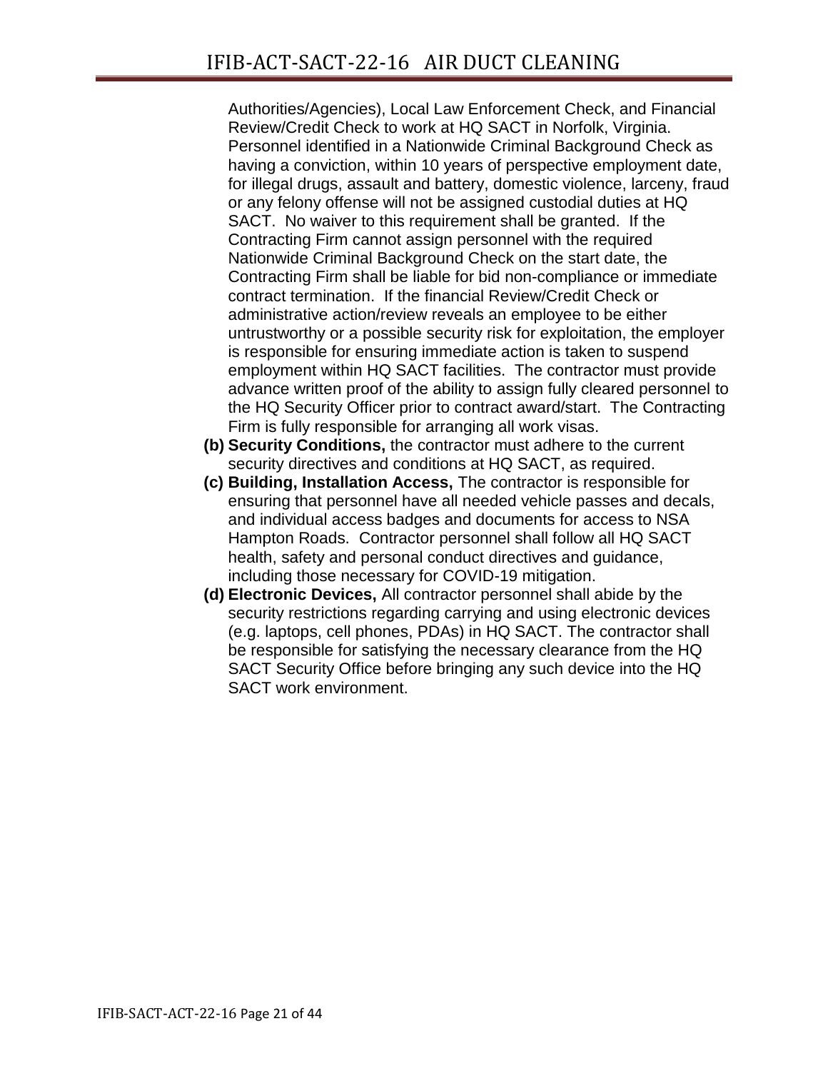Authorities/Agencies), Local Law Enforcement Check, and Financial Review/Credit Check to work at HQ SACT in Norfolk, Virginia. Personnel identified in a Nationwide Criminal Background Check as having a conviction, within 10 years of perspective employment date, for illegal drugs, assault and battery, domestic violence, larceny, fraud or any felony offense will not be assigned custodial duties at HQ SACT. No waiver to this requirement shall be granted. If the Contracting Firm cannot assign personnel with the required Nationwide Criminal Background Check on the start date, the Contracting Firm shall be liable for bid non-compliance or immediate contract termination. If the financial Review/Credit Check or administrative action/review reveals an employee to be either untrustworthy or a possible security risk for exploitation, the employer is responsible for ensuring immediate action is taken to suspend employment within HQ SACT facilities. The contractor must provide advance written proof of the ability to assign fully cleared personnel to the HQ Security Officer prior to contract award/start. The Contracting Firm is fully responsible for arranging all work visas.

**(b) Security Conditions,** the contractor must adhere to the current security directives and conditions at HQ SACT, as required.

**(c) Building, Installation Access,** The contractor is responsible for ensuring that personnel have all needed vehicle passes and decals, and individual access badges and documents for access to NSA Hampton Roads. Contractor personnel shall follow all HQ SACT health, safety and personal conduct directives and guidance, including those necessary for COVID-19 mitigation.

**(d) Electronic Devices,** All contractor personnel shall abide by the security restrictions regarding carrying and using electronic devices (e.g. laptops, cell phones, PDAs) in HQ SACT. The contractor shall be responsible for satisfying the necessary clearance from the HQ SACT Security Office before bringing any such device into the HQ SACT work environment.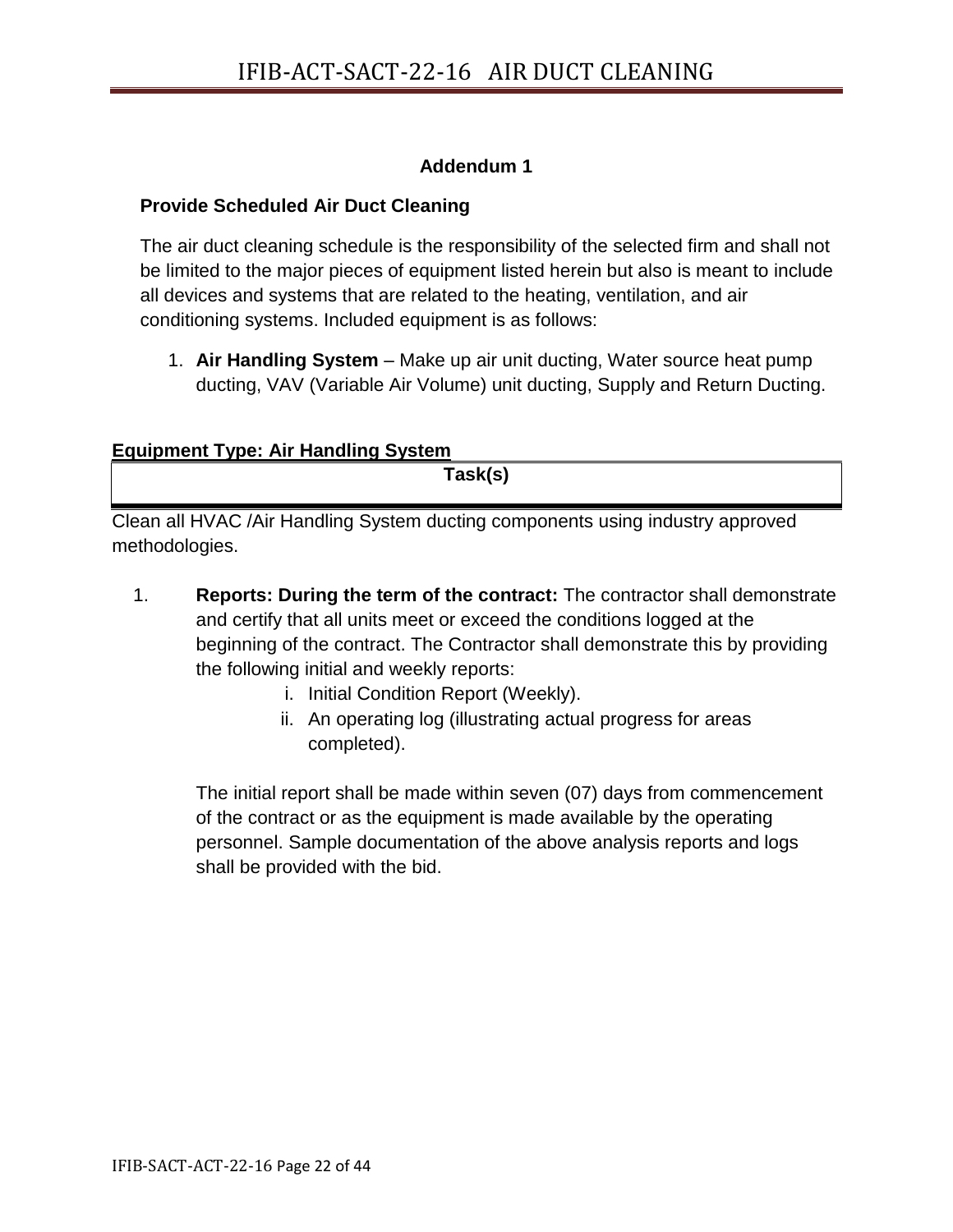## Addendum 1

**Provide Scheduled Air Duct Cleaning**

The air duct cleaning schedule is the responsibility of the selected firm and shall not be limited to the major pieces of equipment listed herein but also is meant to include all devices and systems that are related to the heating, ventilation, and air conditioning systems. Included equipment is as follows:

1. **Air Handling System** – Make up air unit ducting, Water source heat pump ducting, VAV (Variable Air Volume) unit ducting, Supply and Return Ducting.

**Equipment Type: Air Handling System**

| Task(s) |
| --- |

Clean all HVAC /Air Handling System ducting components using industry approved methodologies.

1. **Reports: During the term of the contract:** The contractor shall demonstrate and certify that all units meet or exceed the conditions logged at the beginning of the contract. The Contractor shall demonstrate this by providing the following initial and weekly reports:
   i. Initial Condition Report (Weekly).
   ii. An operating log (illustrating actual progress for areas completed).

   The initial report shall be made within seven (07) days from commencement of the contract or as the equipment is made available by the operating personnel. Sample documentation of the above analysis reports and logs shall be provided with the bid.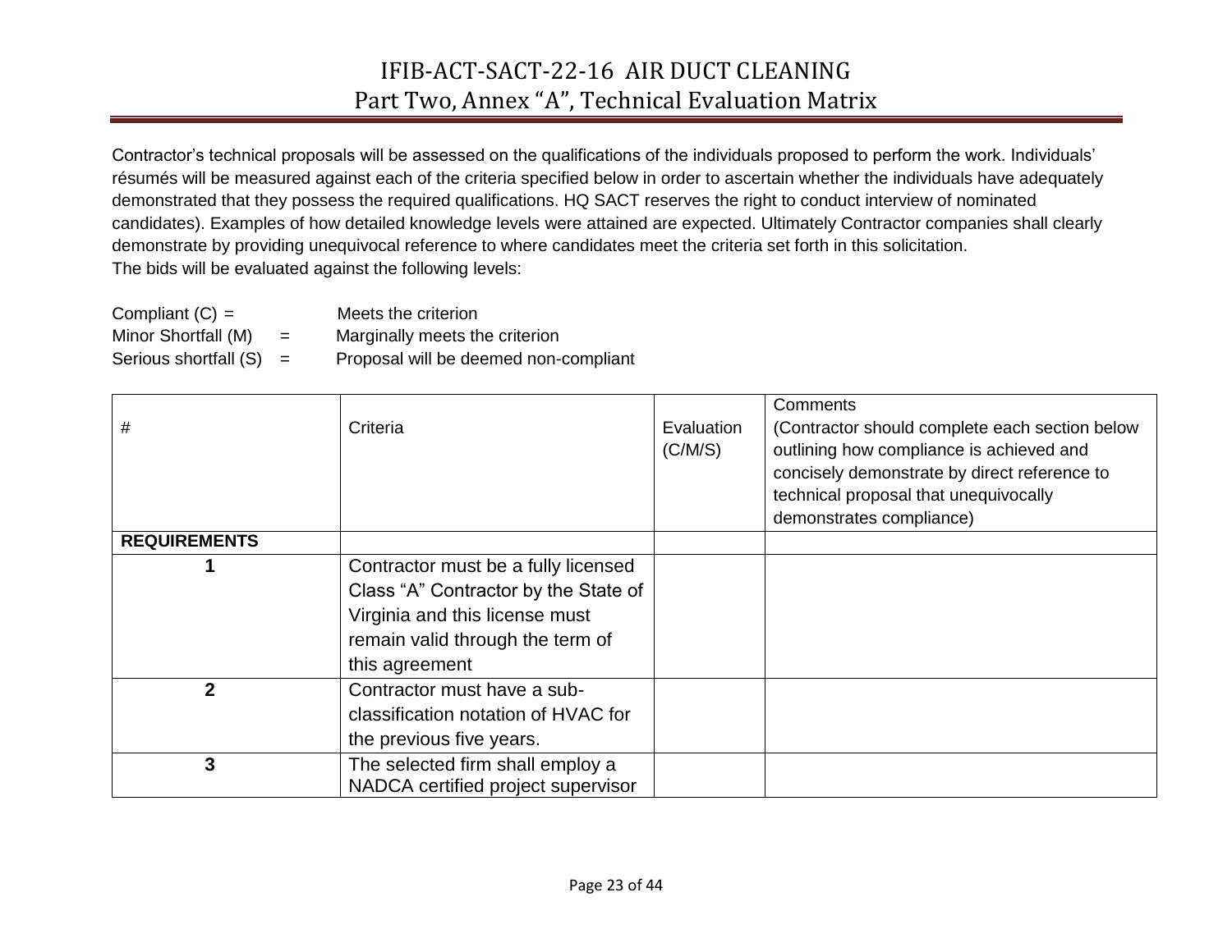# IFIB-ACT-SACT-22-16 AIR DUCT CLEANING
## Part Two, Annex "A", Technical Evaluation Matrix

Contractor's technical proposals will be assessed on the qualifications of the individuals proposed to perform the work. Individuals' résumés will be measured against each of the criteria specified below in order to ascertain whether the individuals have adequately demonstrated that they possess the required qualifications. HQ SACT reserves the right to conduct interview of nominated candidates). Examples of how detailed knowledge levels were attained are expected. Ultimately Contractor companies shall clearly demonstrate by providing unequivocal reference to where candidates meet the criteria set forth in this solicitation.
The bids will be evaluated against the following levels:

Compliant (C) = Meets the criterion
Minor Shortfall (M) = Marginally meets the criterion
Serious shortfall (S) = Proposal will be deemed non-compliant

| # | Criteria | Evaluation (C/M/S) | Comments (Contractor should complete each section below outlining how compliance is achieved and concisely demonstrate by direct reference to technical proposal that unequivocally demonstrates compliance) |
|---|---|---|---|
| **REQUIREMENTS** | | | |
| **1** | Contractor must be a fully licensed Class "A" Contractor by the State of Virginia and this license must remain valid through the term of this agreement | | |
| **2** | Contractor must have a sub-classification notation of HVAC for the previous five years. | | |
| **3** | The selected firm shall employ a NADCA certified project supervisor | | |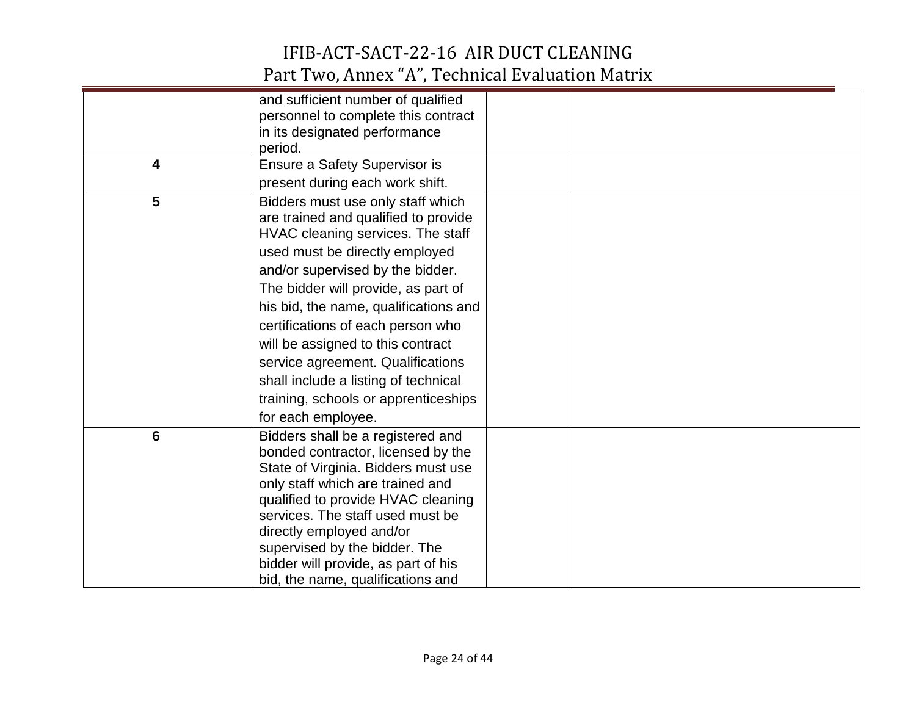| | | | |
|---|---|---|---|
| | and sufficient number of qualified personnel to complete this contract in its designated performance period. | | |
| **4** | Ensure a Safety Supervisor is present during each work shift. | | |
| **5** | Bidders must use only staff which are trained and qualified to provide HVAC cleaning services. The staff used must be directly employed and/or supervised by the bidder. The bidder will provide, as part of his bid, the name, qualifications and certifications of each person who will be assigned to this contract service agreement. Qualifications shall include a listing of technical training, schools or apprenticeships for each employee. | | |
| **6** | Bidders shall be a registered and bonded contractor, licensed by the State of Virginia. Bidders must use only staff which are trained and qualified to provide HVAC cleaning services. The staff used must be directly employed and/or supervised by the bidder. The bidder will provide, as part of his bid, the name, qualifications and | | |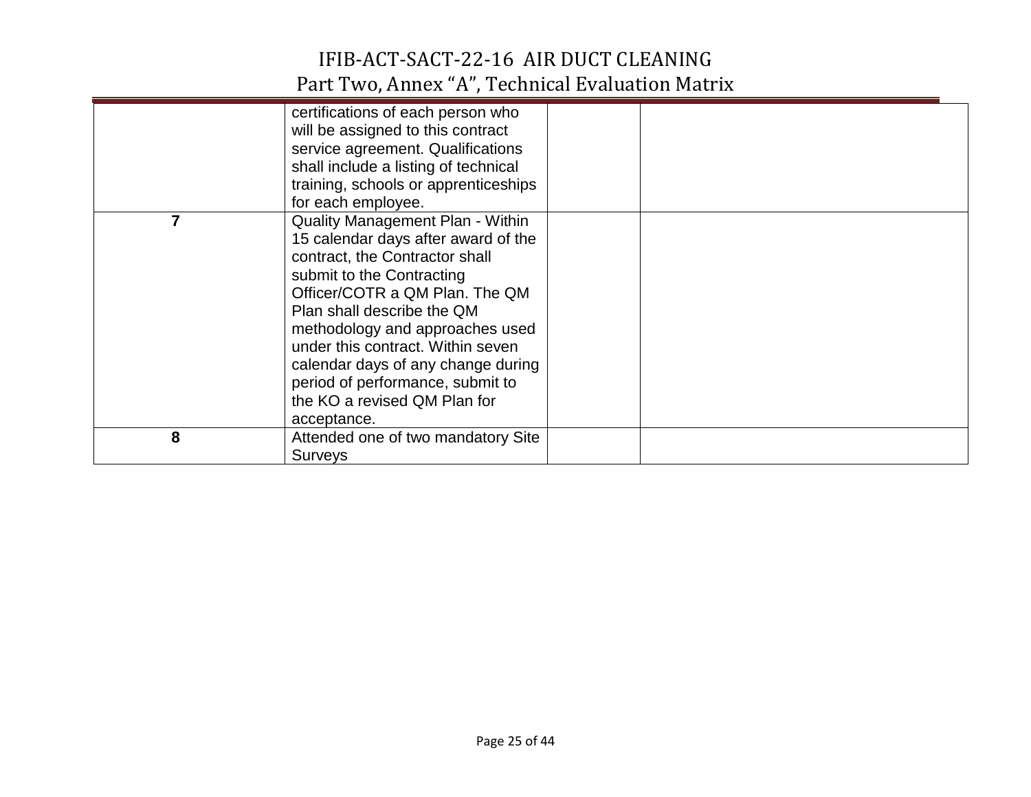| | | | |
|---|---|---|---|
| | certifications of each person who will be assigned to this contract service agreement. Qualifications shall include a listing of technical training, schools or apprenticeships for each employee. | | |
| **7** | Quality Management Plan - Within 15 calendar days after award of the contract, the Contractor shall submit to the Contracting Officer/COTR a QM Plan. The QM Plan shall describe the QM methodology and approaches used under this contract. Within seven calendar days of any change during period of performance, submit to the KO a revised QM Plan for acceptance. | | |
| **8** | Attended one of two mandatory Site Surveys | | |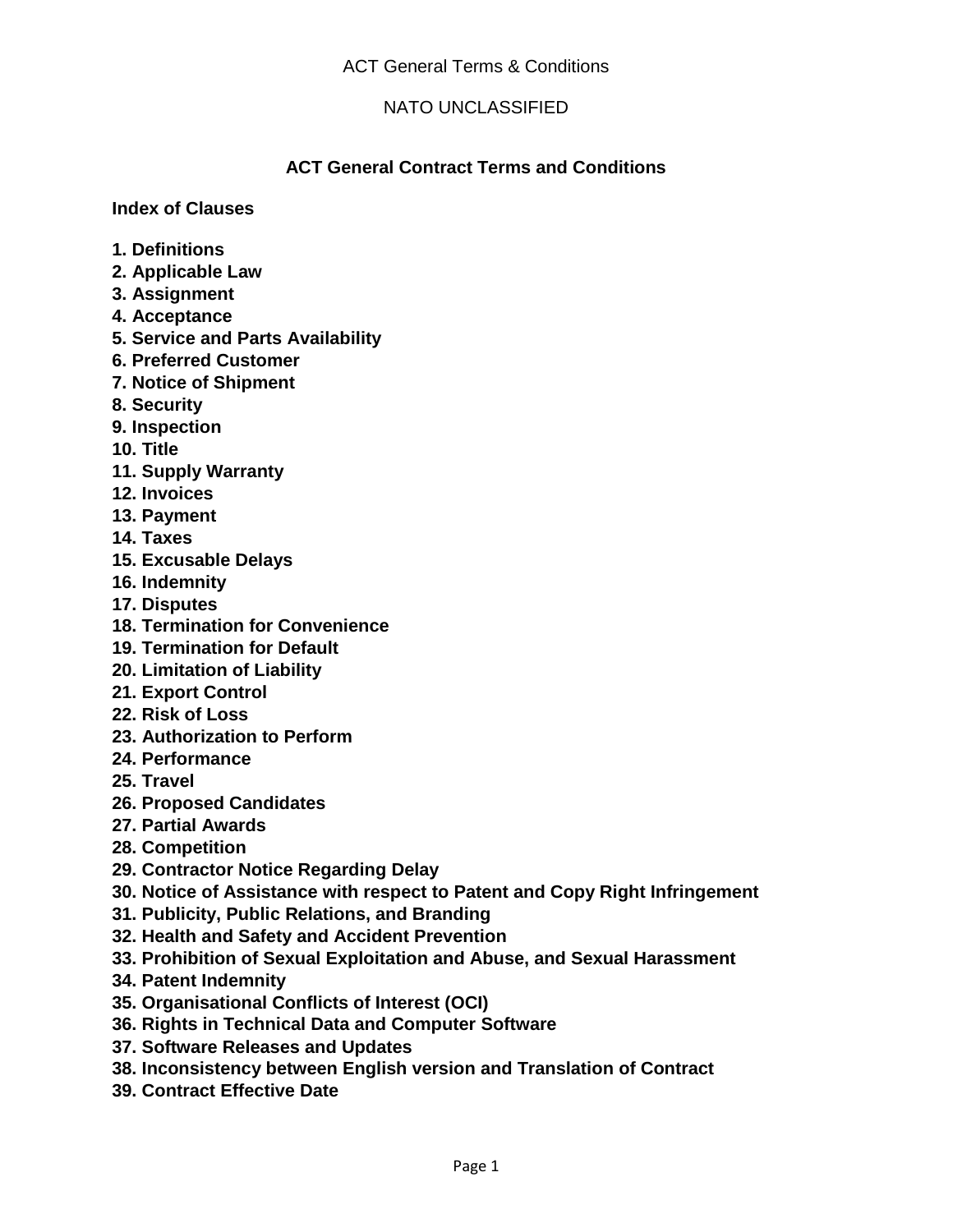NATO UNCLASSIFIED

## ACT General Contract Terms and Conditions

**Index of Clauses**

**1. Definitions**
**2. Applicable Law**
**3. Assignment**
**4. Acceptance**
**5. Service and Parts Availability**
**6. Preferred Customer**
**7. Notice of Shipment**
**8. Security**
**9. Inspection**
**10. Title**
**11. Supply Warranty**
**12. Invoices**
**13. Payment**
**14. Taxes**
**15. Excusable Delays**
**16. Indemnity**
**17. Disputes**
**18. Termination for Convenience**
**19. Termination for Default**
**20. Limitation of Liability**
**21. Export Control**
**22. Risk of Loss**
**23. Authorization to Perform**
**24. Performance**
**25. Travel**
**26. Proposed Candidates**
**27. Partial Awards**
**28. Competition**
**29. Contractor Notice Regarding Delay**
**30. Notice of Assistance with respect to Patent and Copy Right Infringement**
**31. Publicity, Public Relations, and Branding**
**32. Health and Safety and Accident Prevention**
**33. Prohibition of Sexual Exploitation and Abuse, and Sexual Harassment**
**34. Patent Indemnity**
**35. Organisational Conflicts of Interest (OCI)**
**36. Rights in Technical Data and Computer Software**
**37. Software Releases and Updates**
**38. Inconsistency between English version and Translation of Contract**
**39. Contract Effective Date**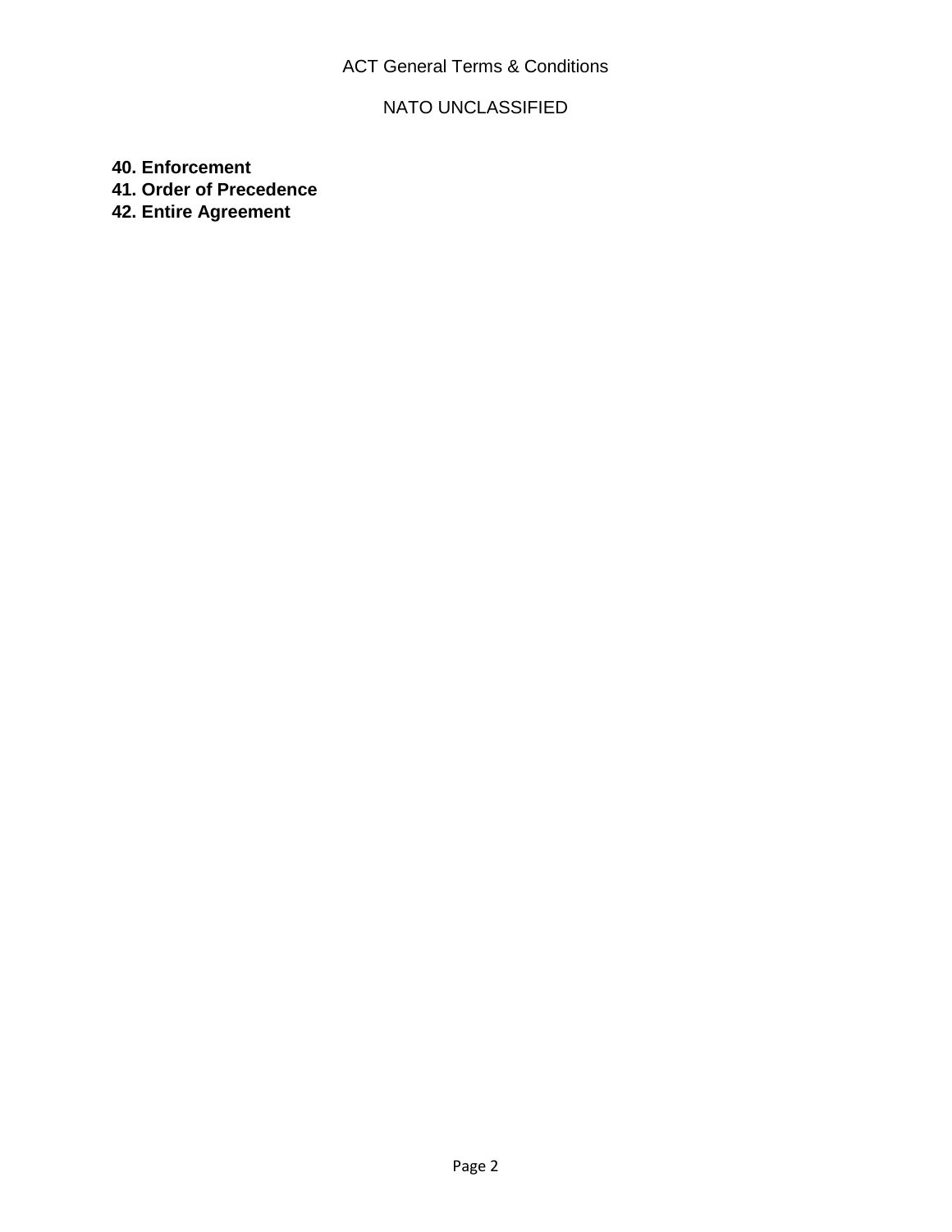**40. Enforcement**
**41. Order of Precedence**
**42. Entire Agreement**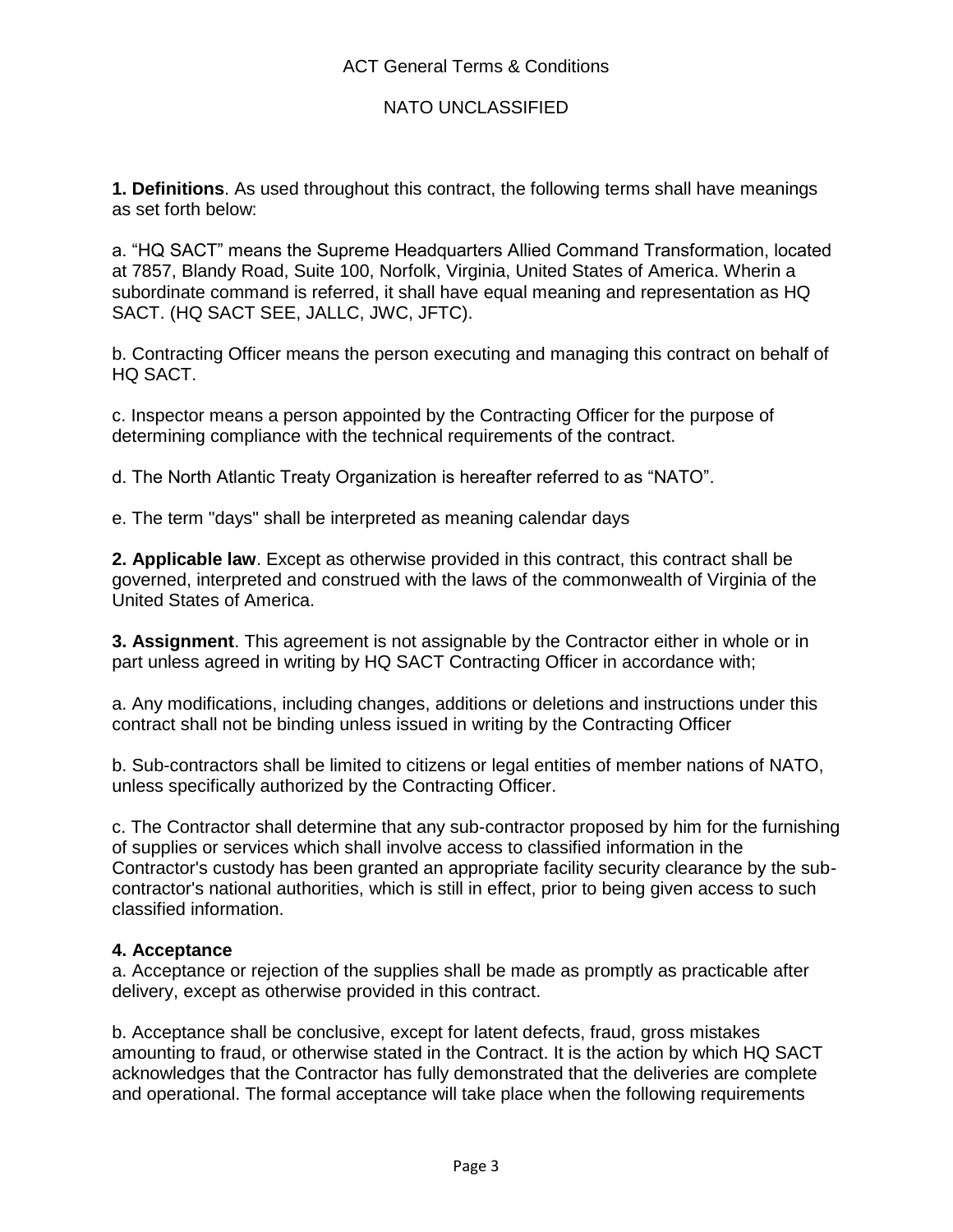**1. Definitions**. As used throughout this contract, the following terms shall have meanings as set forth below:

a. “HQ SACT” means the Supreme Headquarters Allied Command Transformation, located at 7857, Blandy Road, Suite 100, Norfolk, Virginia, United States of America. Wherin a subordinate command is referred, it shall have equal meaning and representation as HQ SACT. (HQ SACT SEE, JALLC, JWC, JFTC).

b. Contracting Officer means the person executing and managing this contract on behalf of HQ SACT.

c. Inspector means a person appointed by the Contracting Officer for the purpose of determining compliance with the technical requirements of the contract.

d. The North Atlantic Treaty Organization is hereafter referred to as “NATO”.

e. The term "days" shall be interpreted as meaning calendar days

**2. Applicable law**. Except as otherwise provided in this contract, this contract shall be governed, interpreted and construed with the laws of the commonwealth of Virginia of the United States of America.

**3. Assignment**. This agreement is not assignable by the Contractor either in whole or in part unless agreed in writing by HQ SACT Contracting Officer in accordance with;

a. Any modifications, including changes, additions or deletions and instructions under this contract shall not be binding unless issued in writing by the Contracting Officer

b. Sub-contractors shall be limited to citizens or legal entities of member nations of NATO, unless specifically authorized by the Contracting Officer.

c. The Contractor shall determine that any sub-contractor proposed by him for the furnishing of supplies or services which shall involve access to classified information in the Contractor's custody has been granted an appropriate facility security clearance by the sub-contractor's national authorities, which is still in effect, prior to being given access to such classified information.

**4. Acceptance**

a. Acceptance or rejection of the supplies shall be made as promptly as practicable after delivery, except as otherwise provided in this contract.

b. Acceptance shall be conclusive, except for latent defects, fraud, gross mistakes amounting to fraud, or otherwise stated in the Contract. It is the action by which HQ SACT acknowledges that the Contractor has fully demonstrated that the deliveries are complete and operational. The formal acceptance will take place when the following requirements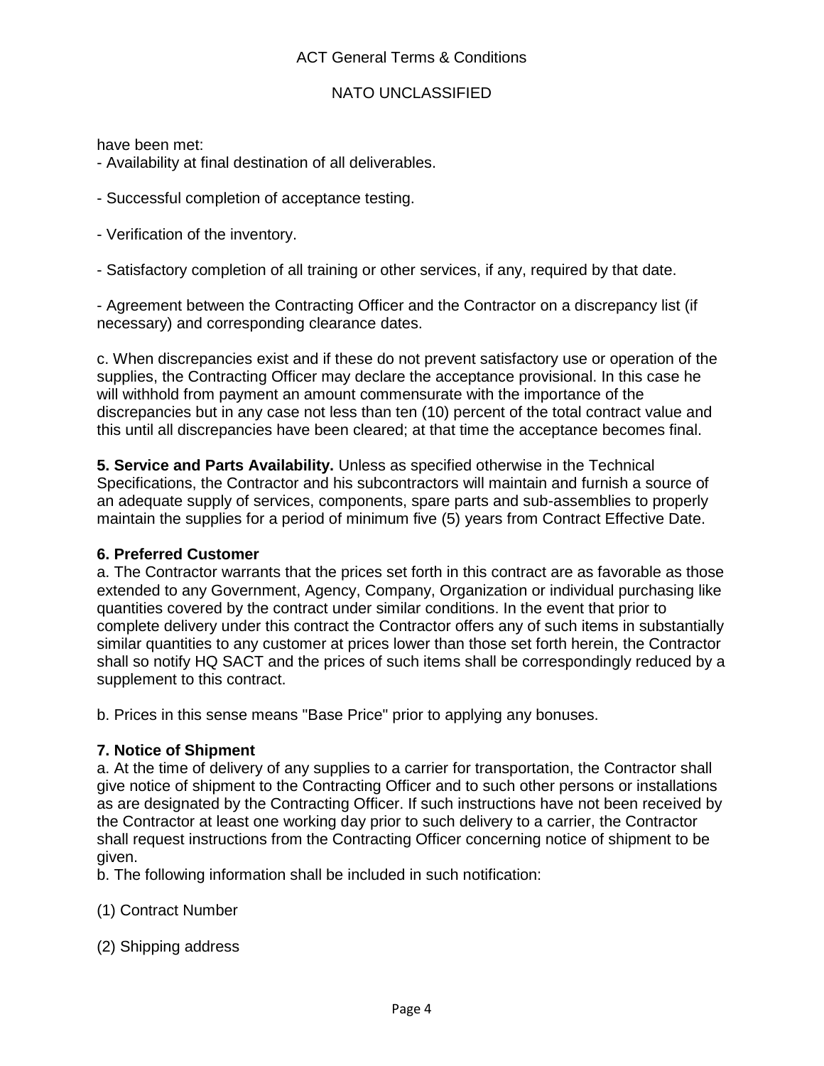have been met:

- Availability at final destination of all deliverables.

- Successful completion of acceptance testing.

- Verification of the inventory.

- Satisfactory completion of all training or other services, if any, required by that date.

- Agreement between the Contracting Officer and the Contractor on a discrepancy list (if necessary) and corresponding clearance dates.

c. When discrepancies exist and if these do not prevent satisfactory use or operation of the supplies, the Contracting Officer may declare the acceptance provisional. In this case he will withhold from payment an amount commensurate with the importance of the discrepancies but in any case not less than ten (10) percent of the total contract value and this until all discrepancies have been cleared; at that time the acceptance becomes final.

**5. Service and Parts Availability.** Unless as specified otherwise in the Technical Specifications, the Contractor and his subcontractors will maintain and furnish a source of an adequate supply of services, components, spare parts and sub-assemblies to properly maintain the supplies for a period of minimum five (5) years from Contract Effective Date.

**6. Preferred Customer**

a. The Contractor warrants that the prices set forth in this contract are as favorable as those extended to any Government, Agency, Company, Organization or individual purchasing like quantities covered by the contract under similar conditions. In the event that prior to complete delivery under this contract the Contractor offers any of such items in substantially similar quantities to any customer at prices lower than those set forth herein, the Contractor shall so notify HQ SACT and the prices of such items shall be correspondingly reduced by a supplement to this contract.

b. Prices in this sense means "Base Price" prior to applying any bonuses.

**7. Notice of Shipment**

a. At the time of delivery of any supplies to a carrier for transportation, the Contractor shall give notice of shipment to the Contracting Officer and to such other persons or installations as are designated by the Contracting Officer. If such instructions have not been received by the Contractor at least one working day prior to such delivery to a carrier, the Contractor shall request instructions from the Contracting Officer concerning notice of shipment to be given.

b. The following information shall be included in such notification:

(1) Contract Number

(2) Shipping address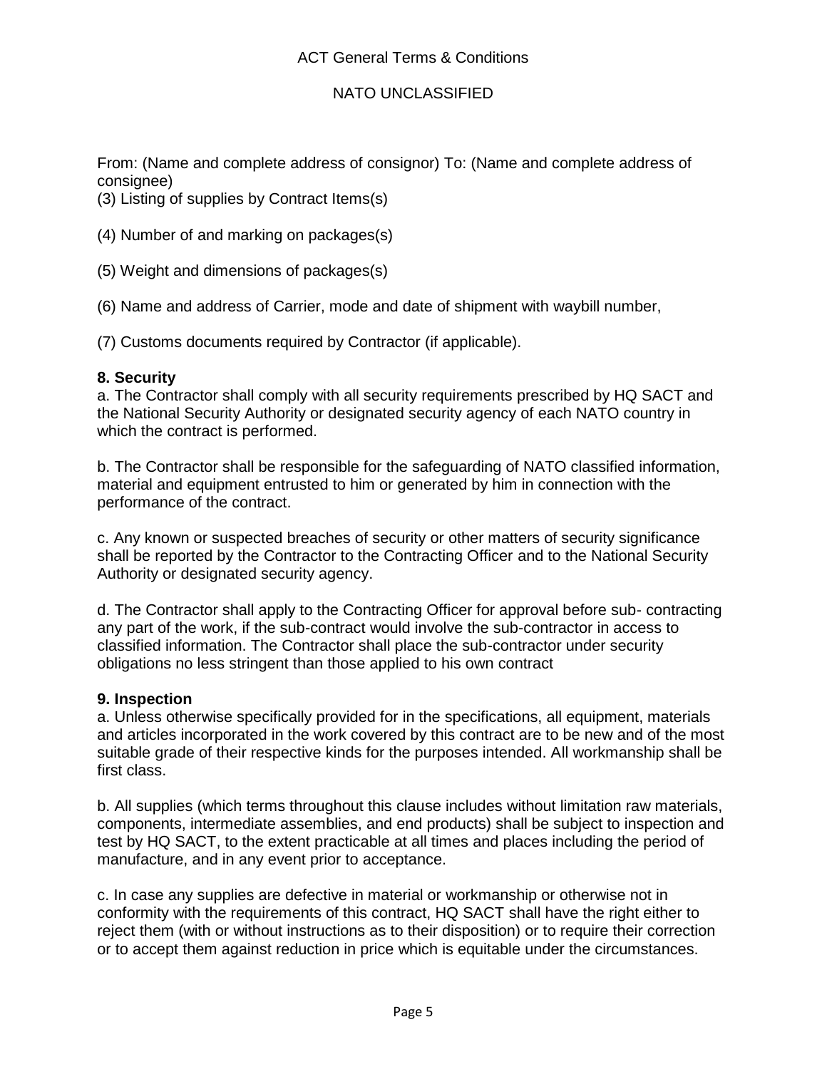From: (Name and complete address of consignor) To: (Name and complete address of consignee)

(3) Listing of supplies by Contract Items(s)

(4) Number of and marking on packages(s)

(5) Weight and dimensions of packages(s)

(6) Name and address of Carrier, mode and date of shipment with waybill number,

(7) Customs documents required by Contractor (if applicable).

**8. Security**

a. The Contractor shall comply with all security requirements prescribed by HQ SACT and the National Security Authority or designated security agency of each NATO country in which the contract is performed.

b. The Contractor shall be responsible for the safeguarding of NATO classified information, material and equipment entrusted to him or generated by him in connection with the performance of the contract.

c. Any known or suspected breaches of security or other matters of security significance shall be reported by the Contractor to the Contracting Officer and to the National Security Authority or designated security agency.

d. The Contractor shall apply to the Contracting Officer for approval before sub- contracting any part of the work, if the sub-contract would involve the sub-contractor in access to classified information. The Contractor shall place the sub-contractor under security obligations no less stringent than those applied to his own contract

**9. Inspection**

a. Unless otherwise specifically provided for in the specifications, all equipment, materials and articles incorporated in the work covered by this contract are to be new and of the most suitable grade of their respective kinds for the purposes intended. All workmanship shall be first class.

b. All supplies (which terms throughout this clause includes without limitation raw materials, components, intermediate assemblies, and end products) shall be subject to inspection and test by HQ SACT, to the extent practicable at all times and places including the period of manufacture, and in any event prior to acceptance.

c. In case any supplies are defective in material or workmanship or otherwise not in conformity with the requirements of this contract, HQ SACT shall have the right either to reject them (with or without instructions as to their disposition) or to require their correction or to accept them against reduction in price which is equitable under the circumstances.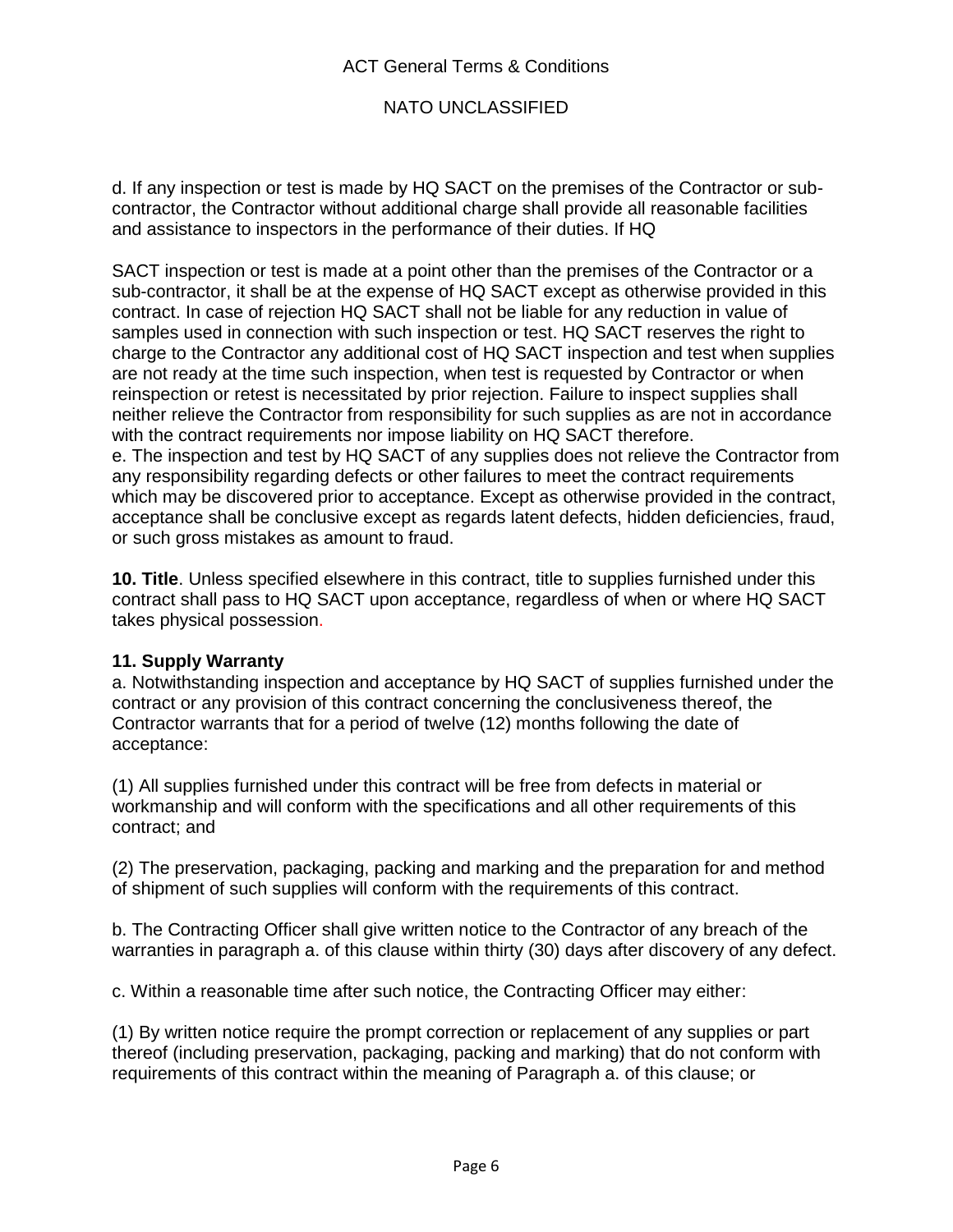d. If any inspection or test is made by HQ SACT on the premises of the Contractor or sub-contractor, the Contractor without additional charge shall provide all reasonable facilities and assistance to inspectors in the performance of their duties. If HQ

SACT inspection or test is made at a point other than the premises of the Contractor or a sub-contractor, it shall be at the expense of HQ SACT except as otherwise provided in this contract. In case of rejection HQ SACT shall not be liable for any reduction in value of samples used in connection with such inspection or test. HQ SACT reserves the right to charge to the Contractor any additional cost of HQ SACT inspection and test when supplies are not ready at the time such inspection, when test is requested by Contractor or when reinspection or retest is necessitated by prior rejection. Failure to inspect supplies shall neither relieve the Contractor from responsibility for such supplies as are not in accordance with the contract requirements nor impose liability on HQ SACT therefore.
e. The inspection and test by HQ SACT of any supplies does not relieve the Contractor from any responsibility regarding defects or other failures to meet the contract requirements which may be discovered prior to acceptance. Except as otherwise provided in the contract, acceptance shall be conclusive except as regards latent defects, hidden deficiencies, fraud, or such gross mistakes as amount to fraud.

**10. Title**. Unless specified elsewhere in this contract, title to supplies furnished under this contract shall pass to HQ SACT upon acceptance, regardless of when or where HQ SACT takes physical possession.

**11. Supply Warranty**
a. Notwithstanding inspection and acceptance by HQ SACT of supplies furnished under the contract or any provision of this contract concerning the conclusiveness thereof, the Contractor warrants that for a period of twelve (12) months following the date of acceptance:

(1) All supplies furnished under this contract will be free from defects in material or workmanship and will conform with the specifications and all other requirements of this contract; and

(2) The preservation, packaging, packing and marking and the preparation for and method of shipment of such supplies will conform with the requirements of this contract.

b. The Contracting Officer shall give written notice to the Contractor of any breach of the warranties in paragraph a. of this clause within thirty (30) days after discovery of any defect.

c. Within a reasonable time after such notice, the Contracting Officer may either:

(1) By written notice require the prompt correction or replacement of any supplies or part thereof (including preservation, packaging, packing and marking) that do not conform with requirements of this contract within the meaning of Paragraph a. of this clause; or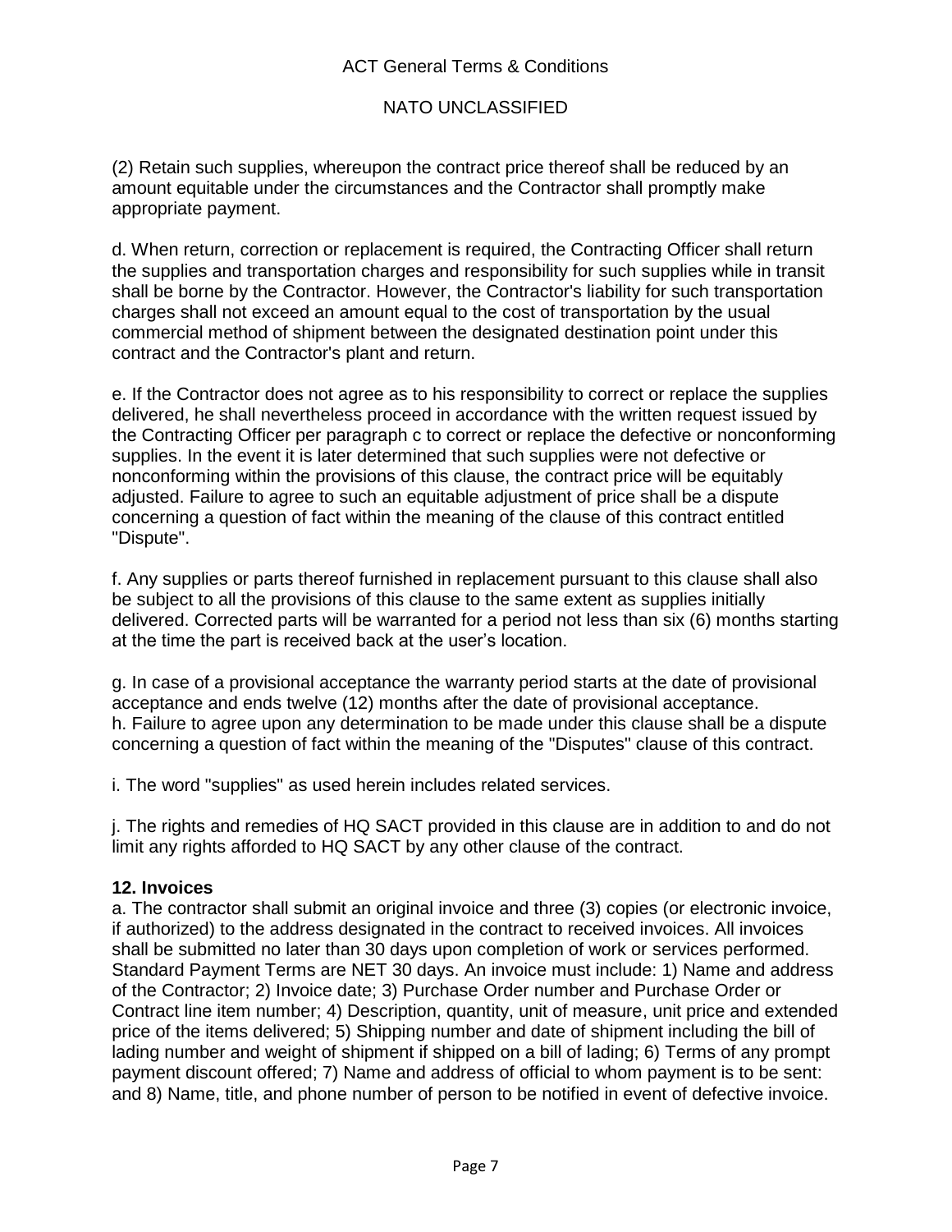(2) Retain such supplies, whereupon the contract price thereof shall be reduced by an amount equitable under the circumstances and the Contractor shall promptly make appropriate payment.

d. When return, correction or replacement is required, the Contracting Officer shall return the supplies and transportation charges and responsibility for such supplies while in transit shall be borne by the Contractor. However, the Contractor's liability for such transportation charges shall not exceed an amount equal to the cost of transportation by the usual commercial method of shipment between the designated destination point under this contract and the Contractor's plant and return.

e. If the Contractor does not agree as to his responsibility to correct or replace the supplies delivered, he shall nevertheless proceed in accordance with the written request issued by the Contracting Officer per paragraph c to correct or replace the defective or nonconforming supplies. In the event it is later determined that such supplies were not defective or nonconforming within the provisions of this clause, the contract price will be equitably adjusted. Failure to agree to such an equitable adjustment of price shall be a dispute concerning a question of fact within the meaning of the clause of this contract entitled "Dispute".

f. Any supplies or parts thereof furnished in replacement pursuant to this clause shall also be subject to all the provisions of this clause to the same extent as supplies initially delivered. Corrected parts will be warranted for a period not less than six (6) months starting at the time the part is received back at the user's location.

g. In case of a provisional acceptance the warranty period starts at the date of provisional acceptance and ends twelve (12) months after the date of provisional acceptance.
h. Failure to agree upon any determination to be made under this clause shall be a dispute concerning a question of fact within the meaning of the "Disputes" clause of this contract.

i. The word "supplies" as used herein includes related services.

j. The rights and remedies of HQ SACT provided in this clause are in addition to and do not limit any rights afforded to HQ SACT by any other clause of the contract.

**12. Invoices**

a. The contractor shall submit an original invoice and three (3) copies (or electronic invoice, if authorized) to the address designated in the contract to received invoices. All invoices shall be submitted no later than 30 days upon completion of work or services performed. Standard Payment Terms are NET 30 days. An invoice must include: 1) Name and address of the Contractor; 2) Invoice date; 3) Purchase Order number and Purchase Order or Contract line item number; 4) Description, quantity, unit of measure, unit price and extended price of the items delivered; 5) Shipping number and date of shipment including the bill of lading number and weight of shipment if shipped on a bill of lading; 6) Terms of any prompt payment discount offered; 7) Name and address of official to whom payment is to be sent: and 8) Name, title, and phone number of person to be notified in event of defective invoice.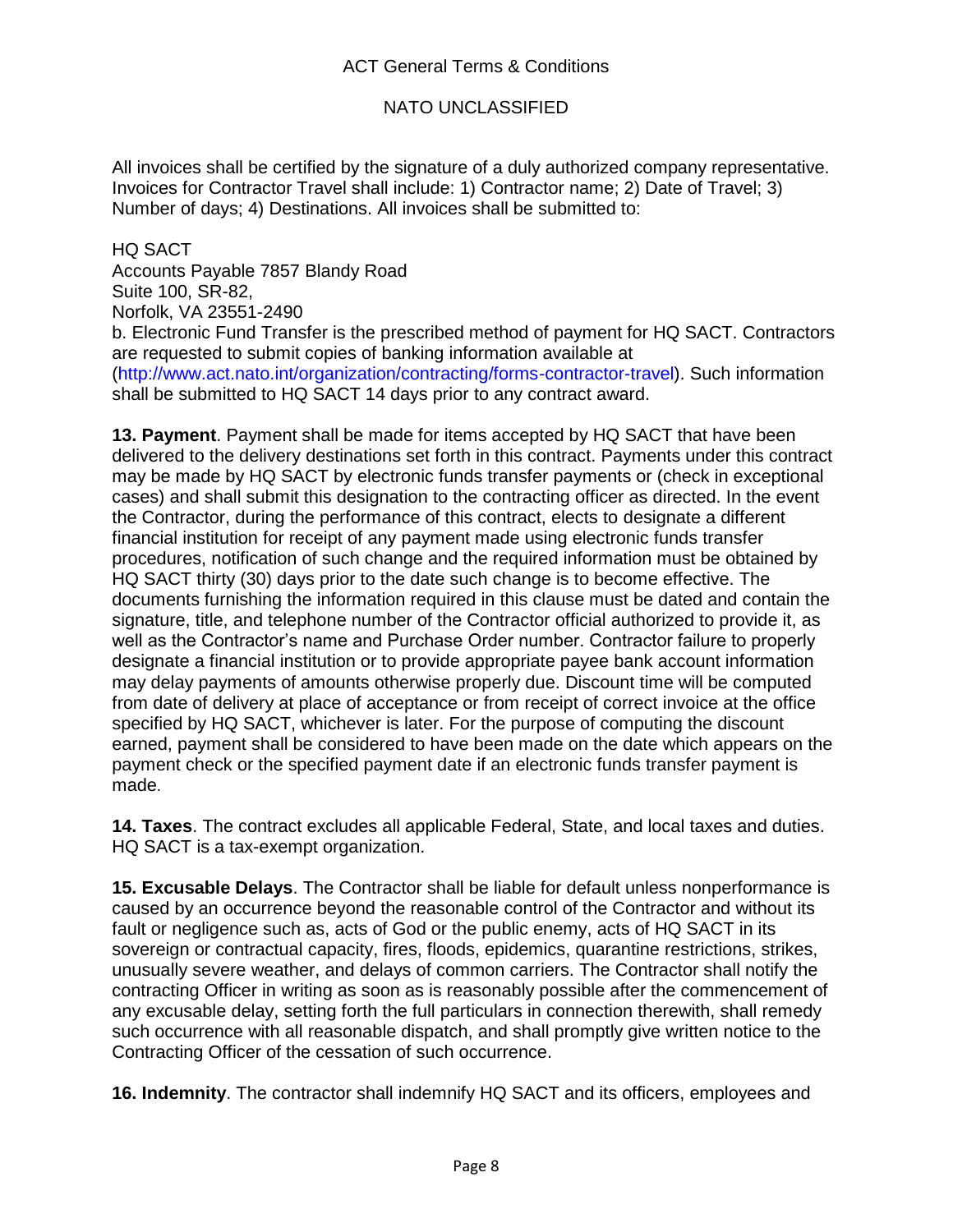All invoices shall be certified by the signature of a duly authorized company representative. Invoices for Contractor Travel shall include: 1) Contractor name; 2) Date of Travel; 3) Number of days; 4) Destinations. All invoices shall be submitted to:

HQ SACT
Accounts Payable 7857 Blandy Road
Suite 100, SR-82,
Norfolk, VA 23551-2490

b. Electronic Fund Transfer is the prescribed method of payment for HQ SACT. Contractors are requested to submit copies of banking information available at (http://www.act.nato.int/organization/contracting/forms-contractor-travel). Such information shall be submitted to HQ SACT 14 days prior to any contract award.

**13. Payment**. Payment shall be made for items accepted by HQ SACT that have been delivered to the delivery destinations set forth in this contract. Payments under this contract may be made by HQ SACT by electronic funds transfer payments or (check in exceptional cases) and shall submit this designation to the contracting officer as directed. In the event the Contractor, during the performance of this contract, elects to designate a different financial institution for receipt of any payment made using electronic funds transfer procedures, notification of such change and the required information must be obtained by HQ SACT thirty (30) days prior to the date such change is to become effective. The documents furnishing the information required in this clause must be dated and contain the signature, title, and telephone number of the Contractor official authorized to provide it, as well as the Contractor's name and Purchase Order number. Contractor failure to properly designate a financial institution or to provide appropriate payee bank account information may delay payments of amounts otherwise properly due. Discount time will be computed from date of delivery at place of acceptance or from receipt of correct invoice at the office specified by HQ SACT, whichever is later. For the purpose of computing the discount earned, payment shall be considered to have been made on the date which appears on the payment check or the specified payment date if an electronic funds transfer payment is made.

**14. Taxes**. The contract excludes all applicable Federal, State, and local taxes and duties. HQ SACT is a tax-exempt organization.

**15. Excusable Delays**. The Contractor shall be liable for default unless nonperformance is caused by an occurrence beyond the reasonable control of the Contractor and without its fault or negligence such as, acts of God or the public enemy, acts of HQ SACT in its sovereign or contractual capacity, fires, floods, epidemics, quarantine restrictions, strikes, unusually severe weather, and delays of common carriers. The Contractor shall notify the contracting Officer in writing as soon as is reasonably possible after the commencement of any excusable delay, setting forth the full particulars in connection therewith, shall remedy such occurrence with all reasonable dispatch, and shall promptly give written notice to the Contracting Officer of the cessation of such occurrence.

**16. Indemnity**. The contractor shall indemnify HQ SACT and its officers, employees and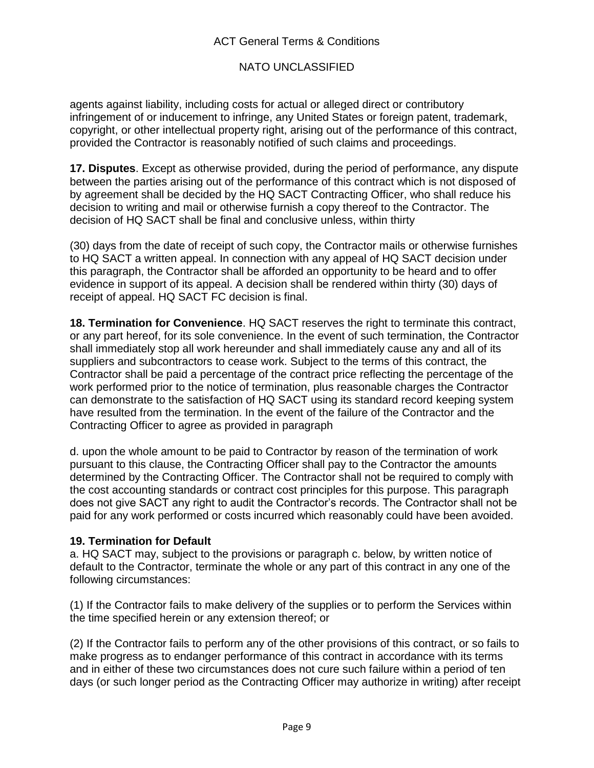agents against liability, including costs for actual or alleged direct or contributory infringement of or inducement to infringe, any United States or foreign patent, trademark, copyright, or other intellectual property right, arising out of the performance of this contract, provided the Contractor is reasonably notified of such claims and proceedings.

**17. Disputes**. Except as otherwise provided, during the period of performance, any dispute between the parties arising out of the performance of this contract which is not disposed of by agreement shall be decided by the HQ SACT Contracting Officer, who shall reduce his decision to writing and mail or otherwise furnish a copy thereof to the Contractor. The decision of HQ SACT shall be final and conclusive unless, within thirty

(30) days from the date of receipt of such copy, the Contractor mails or otherwise furnishes to HQ SACT a written appeal. In connection with any appeal of HQ SACT decision under this paragraph, the Contractor shall be afforded an opportunity to be heard and to offer evidence in support of its appeal. A decision shall be rendered within thirty (30) days of receipt of appeal. HQ SACT FC decision is final.

**18. Termination for Convenience**. HQ SACT reserves the right to terminate this contract, or any part hereof, for its sole convenience. In the event of such termination, the Contractor shall immediately stop all work hereunder and shall immediately cause any and all of its suppliers and subcontractors to cease work. Subject to the terms of this contract, the Contractor shall be paid a percentage of the contract price reflecting the percentage of the work performed prior to the notice of termination, plus reasonable charges the Contractor can demonstrate to the satisfaction of HQ SACT using its standard record keeping system have resulted from the termination. In the event of the failure of the Contractor and the Contracting Officer to agree as provided in paragraph

d. upon the whole amount to be paid to Contractor by reason of the termination of work pursuant to this clause, the Contracting Officer shall pay to the Contractor the amounts determined by the Contracting Officer. The Contractor shall not be required to comply with the cost accounting standards or contract cost principles for this purpose. This paragraph does not give SACT any right to audit the Contractor's records. The Contractor shall not be paid for any work performed or costs incurred which reasonably could have been avoided.

**19. Termination for Default**

a. HQ SACT may, subject to the provisions or paragraph c. below, by written notice of default to the Contractor, terminate the whole or any part of this contract in any one of the following circumstances:

(1) If the Contractor fails to make delivery of the supplies or to perform the Services within the time specified herein or any extension thereof; or

(2) If the Contractor fails to perform any of the other provisions of this contract, or so fails to make progress as to endanger performance of this contract in accordance with its terms and in either of these two circumstances does not cure such failure within a period of ten days (or such longer period as the Contracting Officer may authorize in writing) after receipt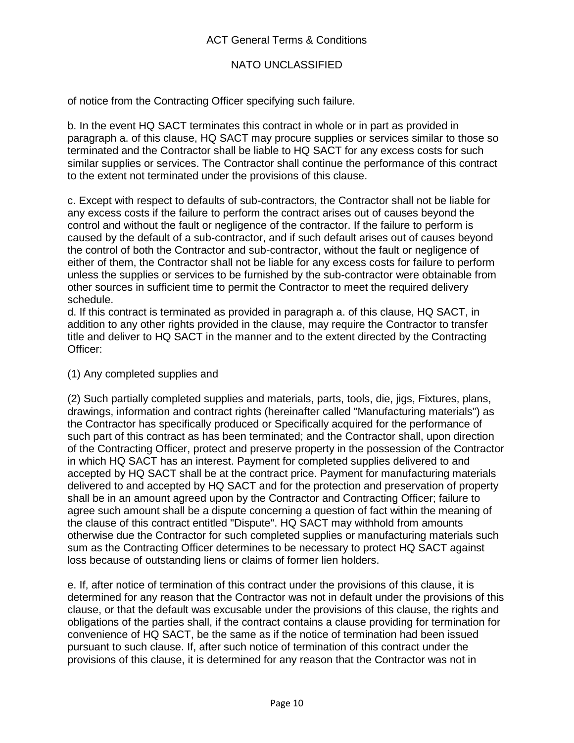of notice from the Contracting Officer specifying such failure.

b. In the event HQ SACT terminates this contract in whole or in part as provided in paragraph a. of this clause, HQ SACT may procure supplies or services similar to those so terminated and the Contractor shall be liable to HQ SACT for any excess costs for such similar supplies or services. The Contractor shall continue the performance of this contract to the extent not terminated under the provisions of this clause.

c. Except with respect to defaults of sub-contractors, the Contractor shall not be liable for any excess costs if the failure to perform the contract arises out of causes beyond the control and without the fault or negligence of the contractor. If the failure to perform is caused by the default of a sub-contractor, and if such default arises out of causes beyond the control of both the Contractor and sub-contractor, without the fault or negligence of either of them, the Contractor shall not be liable for any excess costs for failure to perform unless the supplies or services to be furnished by the sub-contractor were obtainable from other sources in sufficient time to permit the Contractor to meet the required delivery schedule.

d. If this contract is terminated as provided in paragraph a. of this clause, HQ SACT, in addition to any other rights provided in the clause, may require the Contractor to transfer title and deliver to HQ SACT in the manner and to the extent directed by the Contracting Officer:

(1) Any completed supplies and

(2) Such partially completed supplies and materials, parts, tools, die, jigs, Fixtures, plans, drawings, information and contract rights (hereinafter called "Manufacturing materials") as the Contractor has specifically produced or Specifically acquired for the performance of such part of this contract as has been terminated; and the Contractor shall, upon direction of the Contracting Officer, protect and preserve property in the possession of the Contractor in which HQ SACT has an interest. Payment for completed supplies delivered to and accepted by HQ SACT shall be at the contract price. Payment for manufacturing materials delivered to and accepted by HQ SACT and for the protection and preservation of property shall be in an amount agreed upon by the Contractor and Contracting Officer; failure to agree such amount shall be a dispute concerning a question of fact within the meaning of the clause of this contract entitled "Dispute". HQ SACT may withhold from amounts otherwise due the Contractor for such completed supplies or manufacturing materials such sum as the Contracting Officer determines to be necessary to protect HQ SACT against loss because of outstanding liens or claims of former lien holders.

e. If, after notice of termination of this contract under the provisions of this clause, it is determined for any reason that the Contractor was not in default under the provisions of this clause, or that the default was excusable under the provisions of this clause, the rights and obligations of the parties shall, if the contract contains a clause providing for termination for convenience of HQ SACT, be the same as if the notice of termination had been issued pursuant to such clause. If, after such notice of termination of this contract under the provisions of this clause, it is determined for any reason that the Contractor was not in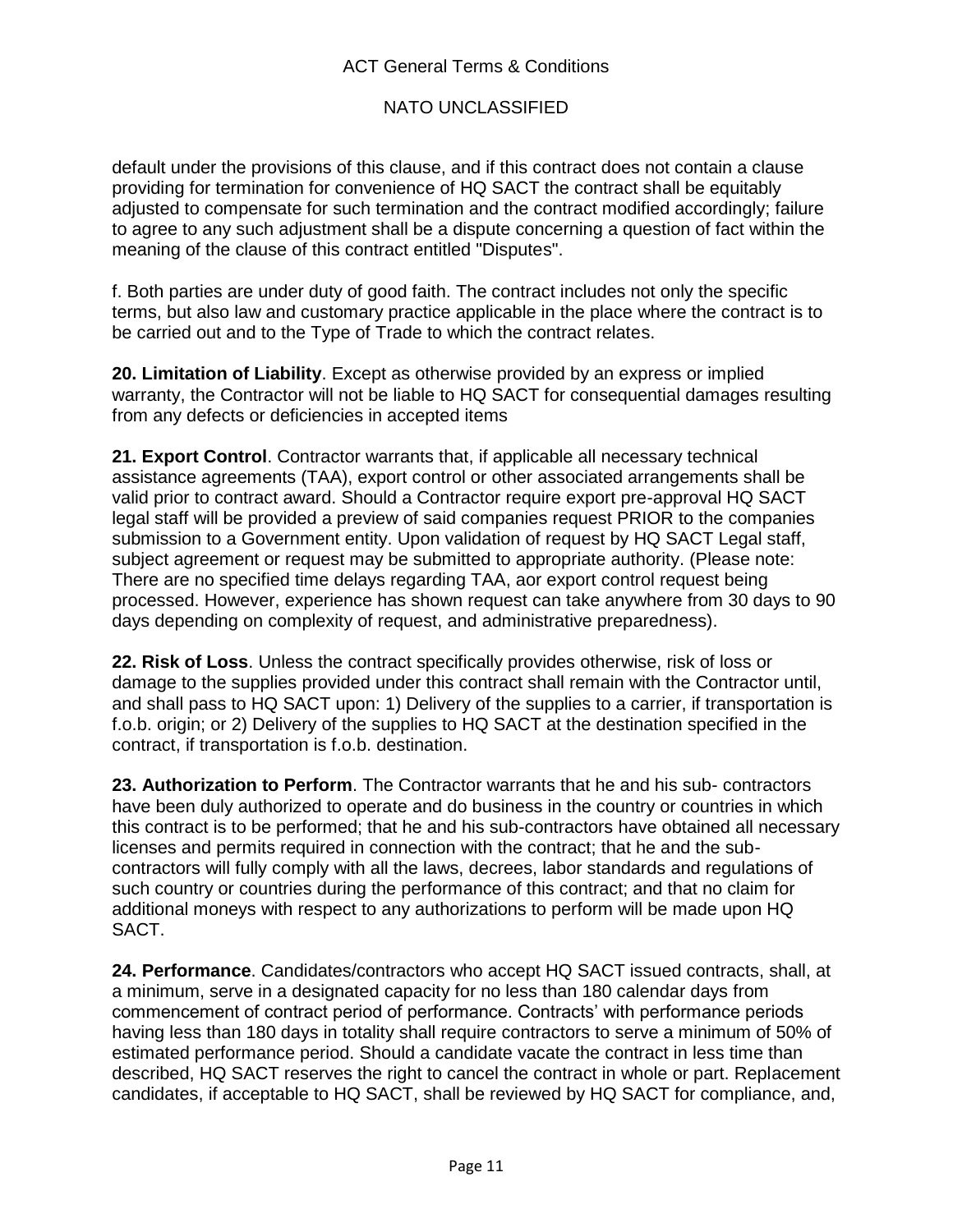default under the provisions of this clause, and if this contract does not contain a clause providing for termination for convenience of HQ SACT the contract shall be equitably adjusted to compensate for such termination and the contract modified accordingly; failure to agree to any such adjustment shall be a dispute concerning a question of fact within the meaning of the clause of this contract entitled "Disputes".

f. Both parties are under duty of good faith. The contract includes not only the specific terms, but also law and customary practice applicable in the place where the contract is to be carried out and to the Type of Trade to which the contract relates.

**20. Limitation of Liability**. Except as otherwise provided by an express or implied warranty, the Contractor will not be liable to HQ SACT for consequential damages resulting from any defects or deficiencies in accepted items

**21. Export Control**. Contractor warrants that, if applicable all necessary technical assistance agreements (TAA), export control or other associated arrangements shall be valid prior to contract award. Should a Contractor require export pre-approval HQ SACT legal staff will be provided a preview of said companies request PRIOR to the companies submission to a Government entity. Upon validation of request by HQ SACT Legal staff, subject agreement or request may be submitted to appropriate authority. (Please note: There are no specified time delays regarding TAA, aor export control request being processed. However, experience has shown request can take anywhere from 30 days to 90 days depending on complexity of request, and administrative preparedness).

**22. Risk of Loss**. Unless the contract specifically provides otherwise, risk of loss or damage to the supplies provided under this contract shall remain with the Contractor until, and shall pass to HQ SACT upon: 1) Delivery of the supplies to a carrier, if transportation is f.o.b. origin; or 2) Delivery of the supplies to HQ SACT at the destination specified in the contract, if transportation is f.o.b. destination.

**23. Authorization to Perform**. The Contractor warrants that he and his sub- contractors have been duly authorized to operate and do business in the country or countries in which this contract is to be performed; that he and his sub-contractors have obtained all necessary licenses and permits required in connection with the contract; that he and the sub-contractors will fully comply with all the laws, decrees, labor standards and regulations of such country or countries during the performance of this contract; and that no claim for additional moneys with respect to any authorizations to perform will be made upon HQ SACT.

**24. Performance**. Candidates/contractors who accept HQ SACT issued contracts, shall, at a minimum, serve in a designated capacity for no less than 180 calendar days from commencement of contract period of performance. Contracts' with performance periods having less than 180 days in totality shall require contractors to serve a minimum of 50% of estimated performance period. Should a candidate vacate the contract in less time than described, HQ SACT reserves the right to cancel the contract in whole or part. Replacement candidates, if acceptable to HQ SACT, shall be reviewed by HQ SACT for compliance, and,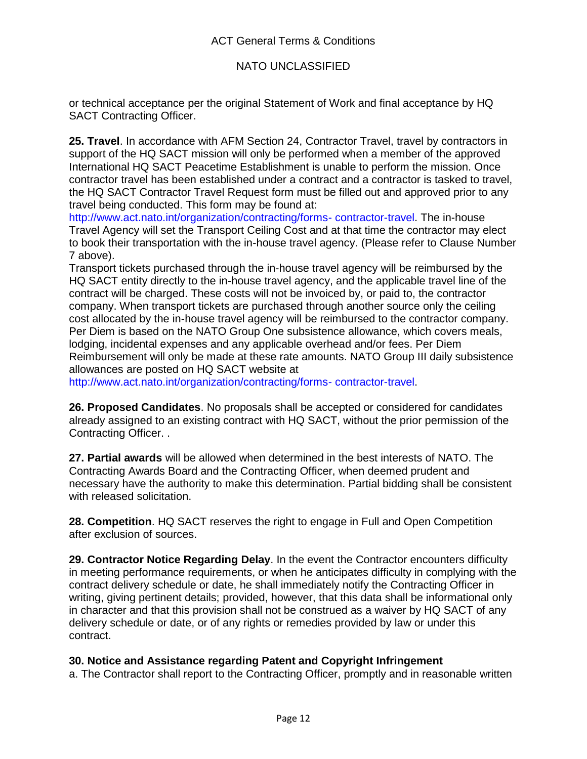or technical acceptance per the original Statement of Work and final acceptance by HQ SACT Contracting Officer.

**25. Travel**. In accordance with AFM Section 24, Contractor Travel, travel by contractors in support of the HQ SACT mission will only be performed when a member of the approved International HQ SACT Peacetime Establishment is unable to perform the mission. Once contractor travel has been established under a contract and a contractor is tasked to travel, the HQ SACT Contractor Travel Request form must be filled out and approved prior to any travel being conducted. This form may be found at: http://www.act.nato.int/organization/contracting/forms- contractor-travel. The in-house Travel Agency will set the Transport Ceiling Cost and at that time the contractor may elect to book their transportation with the in-house travel agency. (Please refer to Clause Number 7 above).

Transport tickets purchased through the in-house travel agency will be reimbursed by the HQ SACT entity directly to the in-house travel agency, and the applicable travel line of the contract will be charged. These costs will not be invoiced by, or paid to, the contractor company. When transport tickets are purchased through another source only the ceiling cost allocated by the in-house travel agency will be reimbursed to the contractor company. Per Diem is based on the NATO Group One subsistence allowance, which covers meals, lodging, incidental expenses and any applicable overhead and/or fees. Per Diem Reimbursement will only be made at these rate amounts. NATO Group III daily subsistence allowances are posted on HQ SACT website at http://www.act.nato.int/organization/contracting/forms- contractor-travel.

**26. Proposed Candidates**. No proposals shall be accepted or considered for candidates already assigned to an existing contract with HQ SACT, without the prior permission of the Contracting Officer. .

**27. Partial awards** will be allowed when determined in the best interests of NATO. The Contracting Awards Board and the Contracting Officer, when deemed prudent and necessary have the authority to make this determination. Partial bidding shall be consistent with released solicitation.

**28. Competition**. HQ SACT reserves the right to engage in Full and Open Competition after exclusion of sources.

**29. Contractor Notice Regarding Delay**. In the event the Contractor encounters difficulty in meeting performance requirements, or when he anticipates difficulty in complying with the contract delivery schedule or date, he shall immediately notify the Contracting Officer in writing, giving pertinent details; provided, however, that this data shall be informational only in character and that this provision shall not be construed as a waiver by HQ SACT of any delivery schedule or date, or of any rights or remedies provided by law or under this contract.

**30. Notice and Assistance regarding Patent and Copyright Infringement**

a. The Contractor shall report to the Contracting Officer, promptly and in reasonable written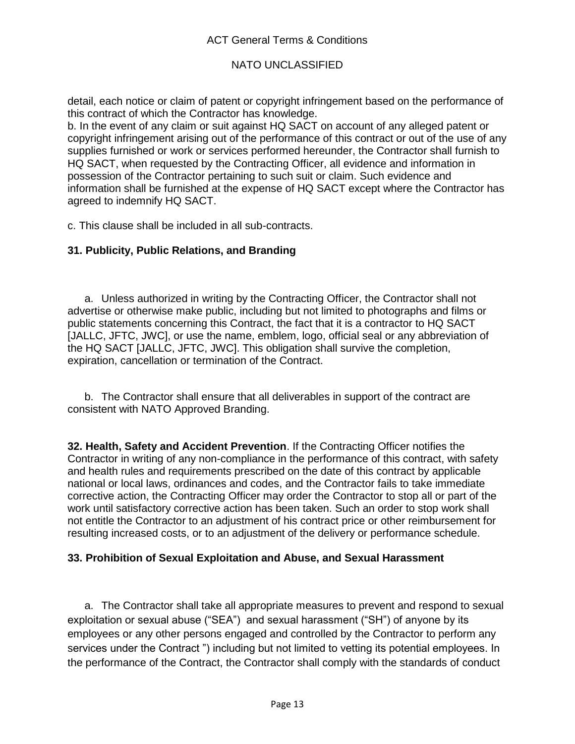detail, each notice or claim of patent or copyright infringement based on the performance of this contract of which the Contractor has knowledge.

b. In the event of any claim or suit against HQ SACT on account of any alleged patent or copyright infringement arising out of the performance of this contract or out of the use of any supplies furnished or work or services performed hereunder, the Contractor shall furnish to HQ SACT, when requested by the Contracting Officer, all evidence and information in possession of the Contractor pertaining to such suit or claim. Such evidence and information shall be furnished at the expense of HQ SACT except where the Contractor has agreed to indemnify HQ SACT.

c. This clause shall be included in all sub-contracts.

**31. Publicity, Public Relations, and Branding**

a. Unless authorized in writing by the Contracting Officer, the Contractor shall not advertise or otherwise make public, including but not limited to photographs and films or public statements concerning this Contract, the fact that it is a contractor to HQ SACT [JALLC, JFTC, JWC], or use the name, emblem, logo, official seal or any abbreviation of the HQ SACT [JALLC, JFTC, JWC]. This obligation shall survive the completion, expiration, cancellation or termination of the Contract.

b. The Contractor shall ensure that all deliverables in support of the contract are consistent with NATO Approved Branding.

**32. Health, Safety and Accident Prevention**. If the Contracting Officer notifies the Contractor in writing of any non-compliance in the performance of this contract, with safety and health rules and requirements prescribed on the date of this contract by applicable national or local laws, ordinances and codes, and the Contractor fails to take immediate corrective action, the Contracting Officer may order the Contractor to stop all or part of the work until satisfactory corrective action has been taken. Such an order to stop work shall not entitle the Contractor to an adjustment of his contract price or other reimbursement for resulting increased costs, or to an adjustment of the delivery or performance schedule.

**33. Prohibition of Sexual Exploitation and Abuse, and Sexual Harassment**

a. The Contractor shall take all appropriate measures to prevent and respond to sexual exploitation or sexual abuse ("SEA") and sexual harassment ("SH") of anyone by its employees or any other persons engaged and controlled by the Contractor to perform any services under the Contract ") including but not limited to vetting its potential employees. In the performance of the Contract, the Contractor shall comply with the standards of conduct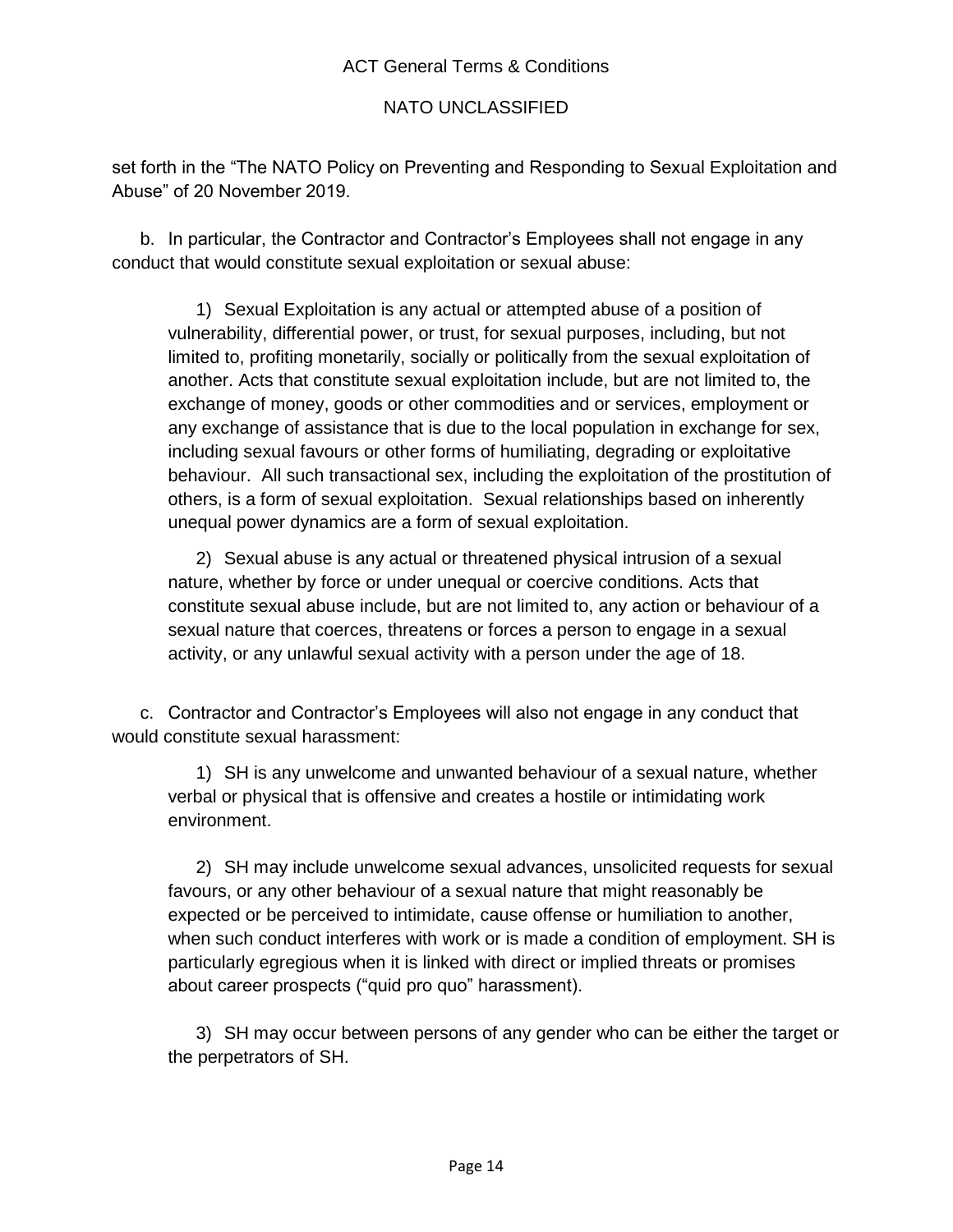set forth in the "The NATO Policy on Preventing and Responding to Sexual Exploitation and Abuse" of 20 November 2019.

b. In particular, the Contractor and Contractor's Employees shall not engage in any conduct that would constitute sexual exploitation or sexual abuse:

1) Sexual Exploitation is any actual or attempted abuse of a position of vulnerability, differential power, or trust, for sexual purposes, including, but not limited to, profiting monetarily, socially or politically from the sexual exploitation of another. Acts that constitute sexual exploitation include, but are not limited to, the exchange of money, goods or other commodities and or services, employment or any exchange of assistance that is due to the local population in exchange for sex, including sexual favours or other forms of humiliating, degrading or exploitative behaviour. All such transactional sex, including the exploitation of the prostitution of others, is a form of sexual exploitation. Sexual relationships based on inherently unequal power dynamics are a form of sexual exploitation.

2) Sexual abuse is any actual or threatened physical intrusion of a sexual nature, whether by force or under unequal or coercive conditions. Acts that constitute sexual abuse include, but are not limited to, any action or behaviour of a sexual nature that coerces, threatens or forces a person to engage in a sexual activity, or any unlawful sexual activity with a person under the age of 18.

c. Contractor and Contractor's Employees will also not engage in any conduct that would constitute sexual harassment:

1) SH is any unwelcome and unwanted behaviour of a sexual nature, whether verbal or physical that is offensive and creates a hostile or intimidating work environment.

2) SH may include unwelcome sexual advances, unsolicited requests for sexual favours, or any other behaviour of a sexual nature that might reasonably be expected or be perceived to intimidate, cause offense or humiliation to another, when such conduct interferes with work or is made a condition of employment. SH is particularly egregious when it is linked with direct or implied threats or promises about career prospects ("quid pro quo" harassment).

3) SH may occur between persons of any gender who can be either the target or the perpetrators of SH.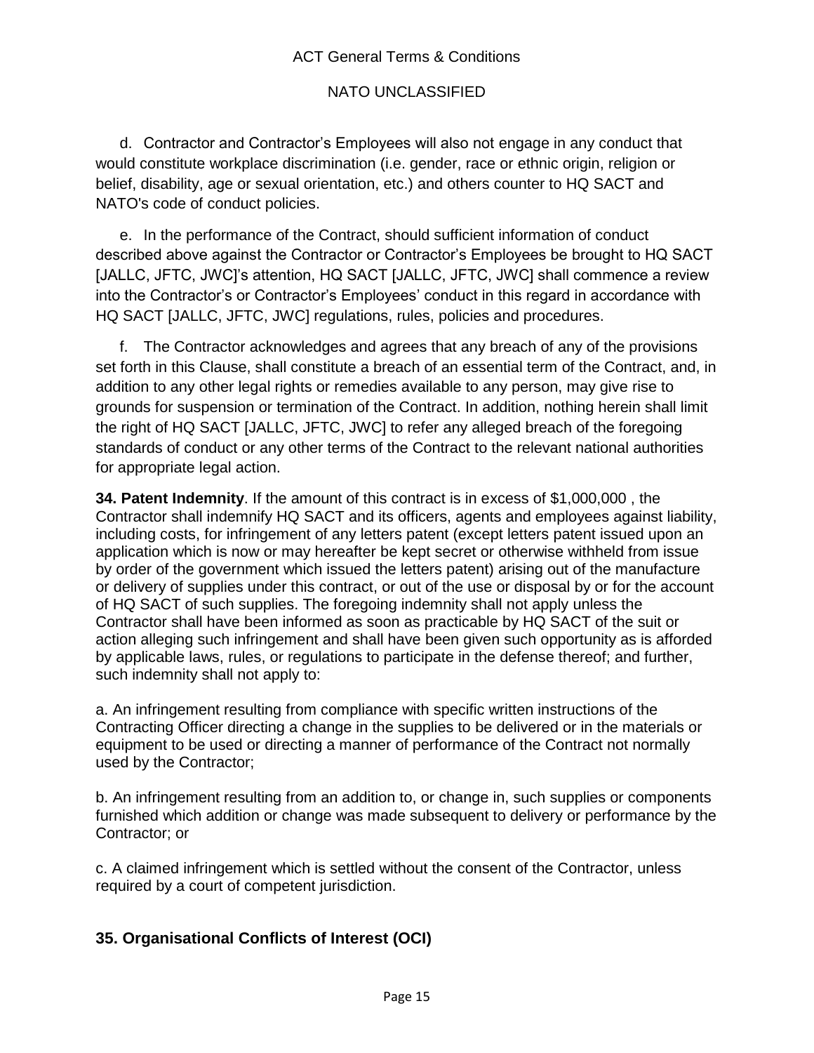d. Contractor and Contractor's Employees will also not engage in any conduct that would constitute workplace discrimination (i.e. gender, race or ethnic origin, religion or belief, disability, age or sexual orientation, etc.) and others counter to HQ SACT and NATO's code of conduct policies.

e. In the performance of the Contract, should sufficient information of conduct described above against the Contractor or Contractor's Employees be brought to HQ SACT [JALLC, JFTC, JWC]'s attention, HQ SACT [JALLC, JFTC, JWC] shall commence a review into the Contractor's or Contractor's Employees' conduct in this regard in accordance with HQ SACT [JALLC, JFTC, JWC] regulations, rules, policies and procedures.

f. The Contractor acknowledges and agrees that any breach of any of the provisions set forth in this Clause, shall constitute a breach of an essential term of the Contract, and, in addition to any other legal rights or remedies available to any person, may give rise to grounds for suspension or termination of the Contract. In addition, nothing herein shall limit the right of HQ SACT [JALLC, JFTC, JWC] to refer any alleged breach of the foregoing standards of conduct or any other terms of the Contract to the relevant national authorities for appropriate legal action.

**34. Patent Indemnity**. If the amount of this contract is in excess of $1,000,000 , the Contractor shall indemnify HQ SACT and its officers, agents and employees against liability, including costs, for infringement of any letters patent (except letters patent issued upon an application which is now or may hereafter be kept secret or otherwise withheld from issue by order of the government which issued the letters patent) arising out of the manufacture or delivery of supplies under this contract, or out of the use or disposal by or for the account of HQ SACT of such supplies. The foregoing indemnity shall not apply unless the Contractor shall have been informed as soon as practicable by HQ SACT of the suit or action alleging such infringement and shall have been given such opportunity as is afforded by applicable laws, rules, or regulations to participate in the defense thereof; and further, such indemnity shall not apply to:

a. An infringement resulting from compliance with specific written instructions of the Contracting Officer directing a change in the supplies to be delivered or in the materials or equipment to be used or directing a manner of performance of the Contract not normally used by the Contractor;

b. An infringement resulting from an addition to, or change in, such supplies or components furnished which addition or change was made subsequent to delivery or performance by the Contractor; or

c. A claimed infringement which is settled without the consent of the Contractor, unless required by a court of competent jurisdiction.

## 35. Organisational Conflicts of Interest (OCI)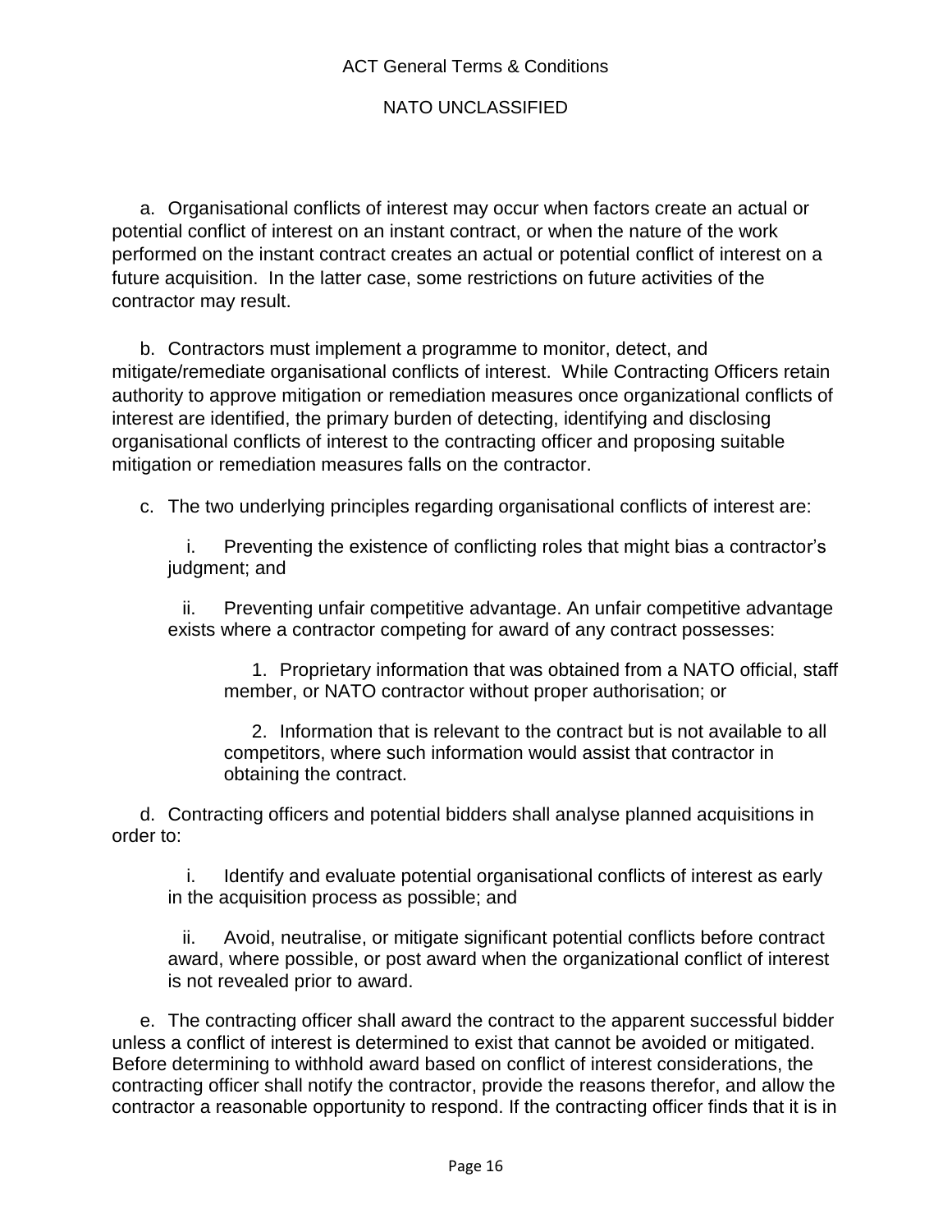a. Organisational conflicts of interest may occur when factors create an actual or potential conflict of interest on an instant contract, or when the nature of the work performed on the instant contract creates an actual or potential conflict of interest on a future acquisition. In the latter case, some restrictions on future activities of the contractor may result.

b. Contractors must implement a programme to monitor, detect, and mitigate/remediate organisational conflicts of interest. While Contracting Officers retain authority to approve mitigation or remediation measures once organizational conflicts of interest are identified, the primary burden of detecting, identifying and disclosing organisational conflicts of interest to the contracting officer and proposing suitable mitigation or remediation measures falls on the contractor.

c. The two underlying principles regarding organisational conflicts of interest are:

i. Preventing the existence of conflicting roles that might bias a contractor's judgment; and

ii. Preventing unfair competitive advantage. An unfair competitive advantage exists where a contractor competing for award of any contract possesses:

1. Proprietary information that was obtained from a NATO official, staff member, or NATO contractor without proper authorisation; or

2. Information that is relevant to the contract but is not available to all competitors, where such information would assist that contractor in obtaining the contract.

d. Contracting officers and potential bidders shall analyse planned acquisitions in order to:

i. Identify and evaluate potential organisational conflicts of interest as early in the acquisition process as possible; and

ii. Avoid, neutralise, or mitigate significant potential conflicts before contract award, where possible, or post award when the organizational conflict of interest is not revealed prior to award.

e. The contracting officer shall award the contract to the apparent successful bidder unless a conflict of interest is determined to exist that cannot be avoided or mitigated. Before determining to withhold award based on conflict of interest considerations, the contracting officer shall notify the contractor, provide the reasons therefor, and allow the contractor a reasonable opportunity to respond. If the contracting officer finds that it is in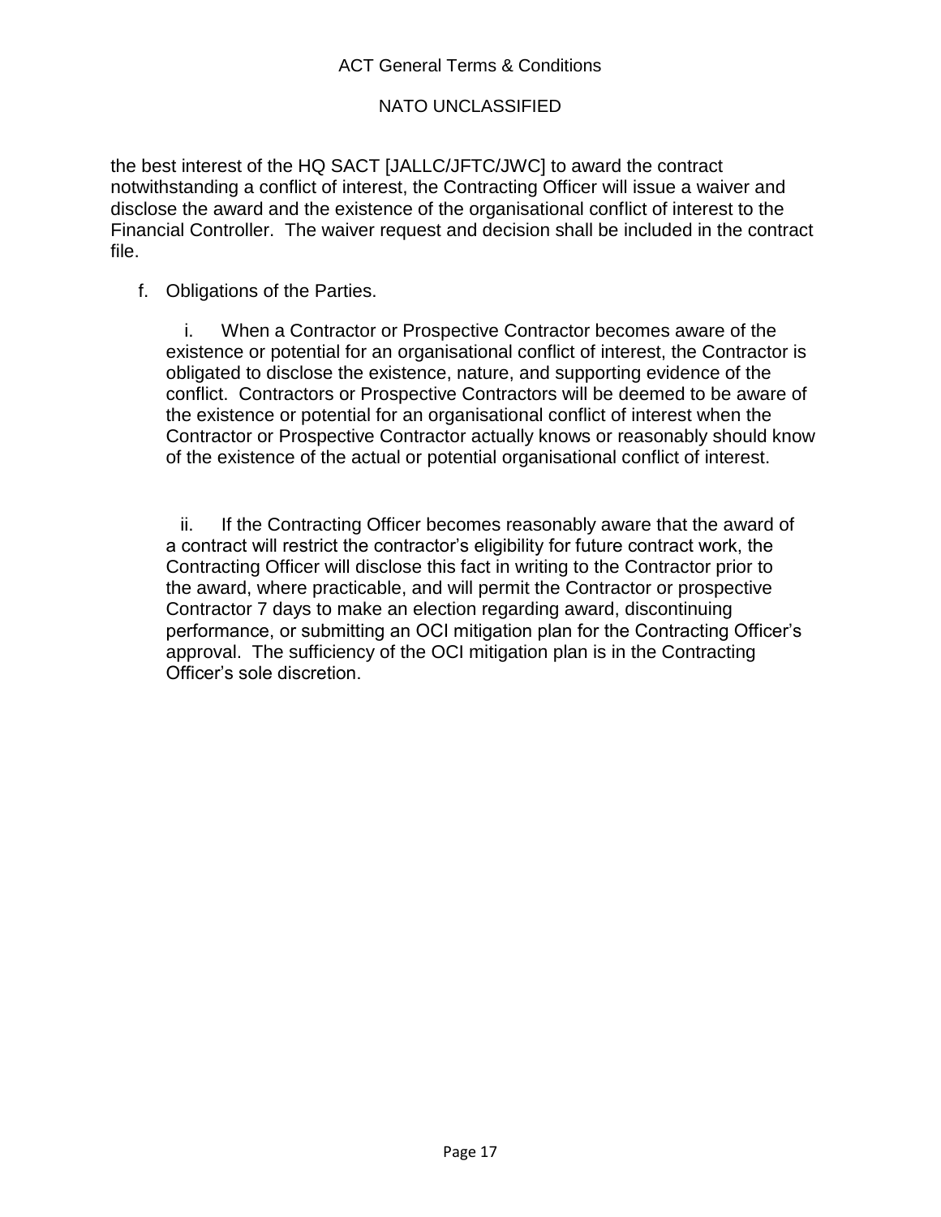the best interest of the HQ SACT [JALLC/JFTC/JWC] to award the contract notwithstanding a conflict of interest, the Contracting Officer will issue a waiver and disclose the award and the existence of the organisational conflict of interest to the Financial Controller. The waiver request and decision shall be included in the contract file.

f. Obligations of the Parties.

   i. When a Contractor or Prospective Contractor becomes aware of the existence or potential for an organisational conflict of interest, the Contractor is obligated to disclose the existence, nature, and supporting evidence of the conflict. Contractors or Prospective Contractors will be deemed to be aware of the existence or potential for an organisational conflict of interest when the Contractor or Prospective Contractor actually knows or reasonably should know of the existence of the actual or potential organisational conflict of interest.

   ii. If the Contracting Officer becomes reasonably aware that the award of a contract will restrict the contractor's eligibility for future contract work, the Contracting Officer will disclose this fact in writing to the Contractor prior to the award, where practicable, and will permit the Contractor or prospective Contractor 7 days to make an election regarding award, discontinuing performance, or submitting an OCI mitigation plan for the Contracting Officer's approval. The sufficiency of the OCI mitigation plan is in the Contracting Officer's sole discretion.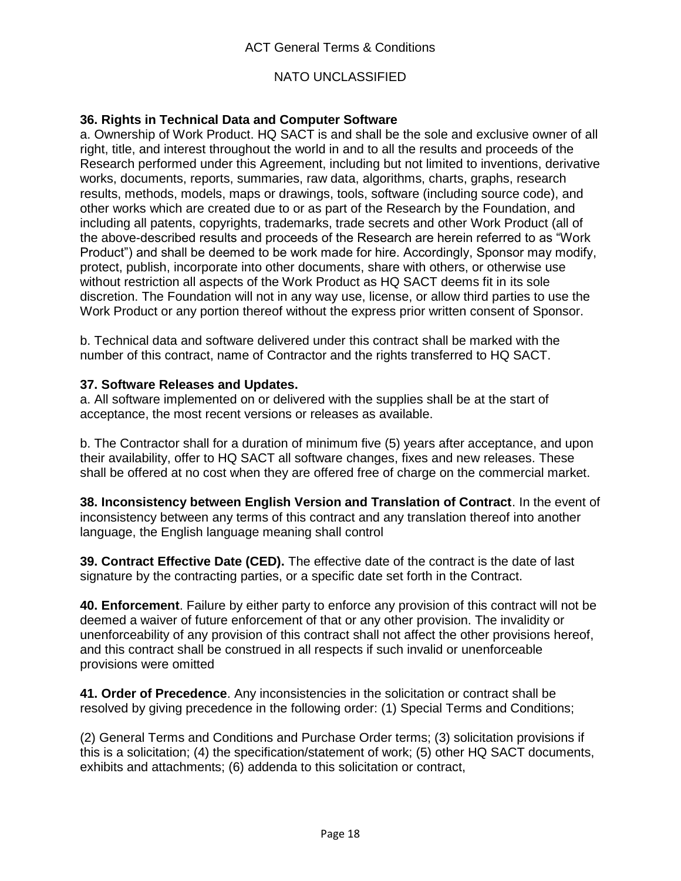**36. Rights in Technical Data and Computer Software**

a. Ownership of Work Product. HQ SACT is and shall be the sole and exclusive owner of all right, title, and interest throughout the world in and to all the results and proceeds of the Research performed under this Agreement, including but not limited to inventions, derivative works, documents, reports, summaries, raw data, algorithms, charts, graphs, research results, methods, models, maps or drawings, tools, software (including source code), and other works which are created due to or as part of the Research by the Foundation, and including all patents, copyrights, trademarks, trade secrets and other Work Product (all of the above-described results and proceeds of the Research are herein referred to as "Work Product") and shall be deemed to be work made for hire. Accordingly, Sponsor may modify, protect, publish, incorporate into other documents, share with others, or otherwise use without restriction all aspects of the Work Product as HQ SACT deems fit in its sole discretion. The Foundation will not in any way use, license, or allow third parties to use the Work Product or any portion thereof without the express prior written consent of Sponsor.

b. Technical data and software delivered under this contract shall be marked with the number of this contract, name of Contractor and the rights transferred to HQ SACT.

**37. Software Releases and Updates.**

a. All software implemented on or delivered with the supplies shall be at the start of acceptance, the most recent versions or releases as available.

b. The Contractor shall for a duration of minimum five (5) years after acceptance, and upon their availability, offer to HQ SACT all software changes, fixes and new releases. These shall be offered at no cost when they are offered free of charge on the commercial market.

**38. Inconsistency between English Version and Translation of Contract**. In the event of inconsistency between any terms of this contract and any translation thereof into another language, the English language meaning shall control

**39. Contract Effective Date (CED).** The effective date of the contract is the date of last signature by the contracting parties, or a specific date set forth in the Contract.

**40. Enforcement**. Failure by either party to enforce any provision of this contract will not be deemed a waiver of future enforcement of that or any other provision. The invalidity or unenforceability of any provision of this contract shall not affect the other provisions hereof, and this contract shall be construed in all respects if such invalid or unenforceable provisions were omitted

**41. Order of Precedence**. Any inconsistencies in the solicitation or contract shall be resolved by giving precedence in the following order: (1) Special Terms and Conditions;

(2) General Terms and Conditions and Purchase Order terms; (3) solicitation provisions if this is a solicitation; (4) the specification/statement of work; (5) other HQ SACT documents, exhibits and attachments; (6) addenda to this solicitation or contract,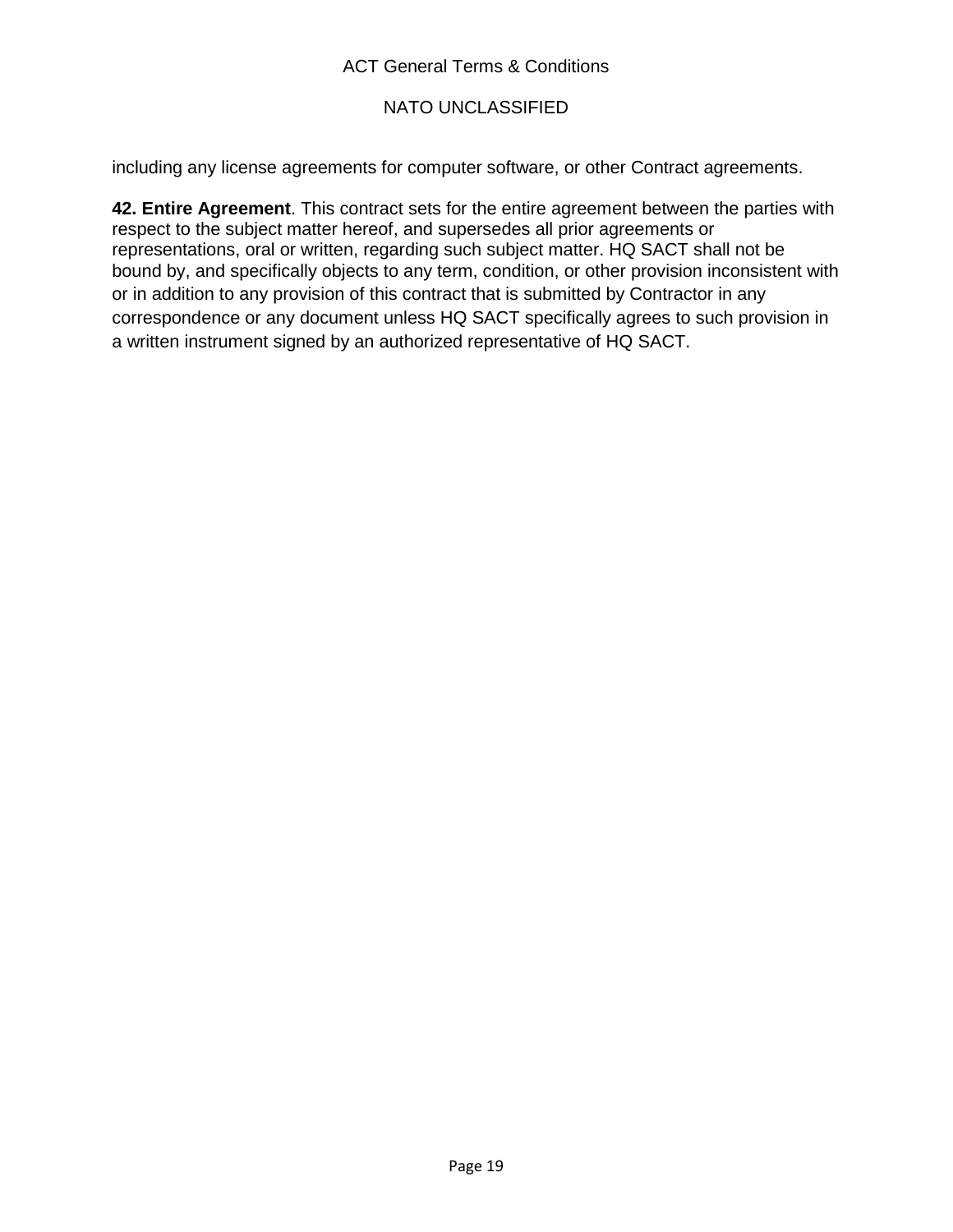including any license agreements for computer software, or other Contract agreements.

**42. Entire Agreement**. This contract sets for the entire agreement between the parties with respect to the subject matter hereof, and supersedes all prior agreements or representations, oral or written, regarding such subject matter. HQ SACT shall not be bound by, and specifically objects to any term, condition, or other provision inconsistent with or in addition to any provision of this contract that is submitted by Contractor in any correspondence or any document unless HQ SACT specifically agrees to such provision in a written instrument signed by an authorized representative of HQ SACT.